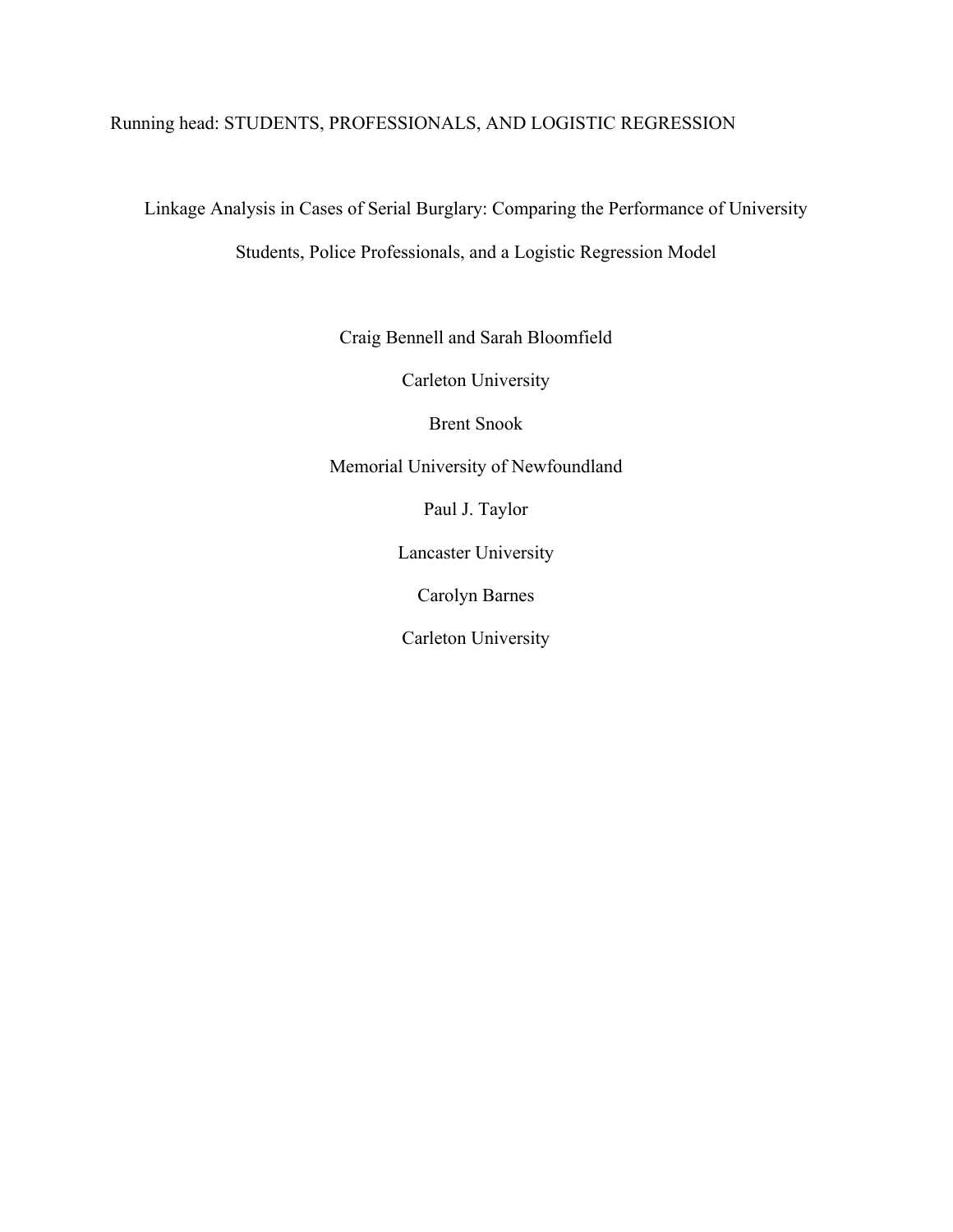# Linkage Analysis in Cases of Serial Burglary: Comparing the Performance of University Students, Police Professionals, and a Logistic Regression Model

Craig Bennell and Sarah Bloomfield

Carleton University

Brent Snook

Memorial University of Newfoundland

Paul J. Taylor

Lancaster University

Carolyn Barnes

Carleton University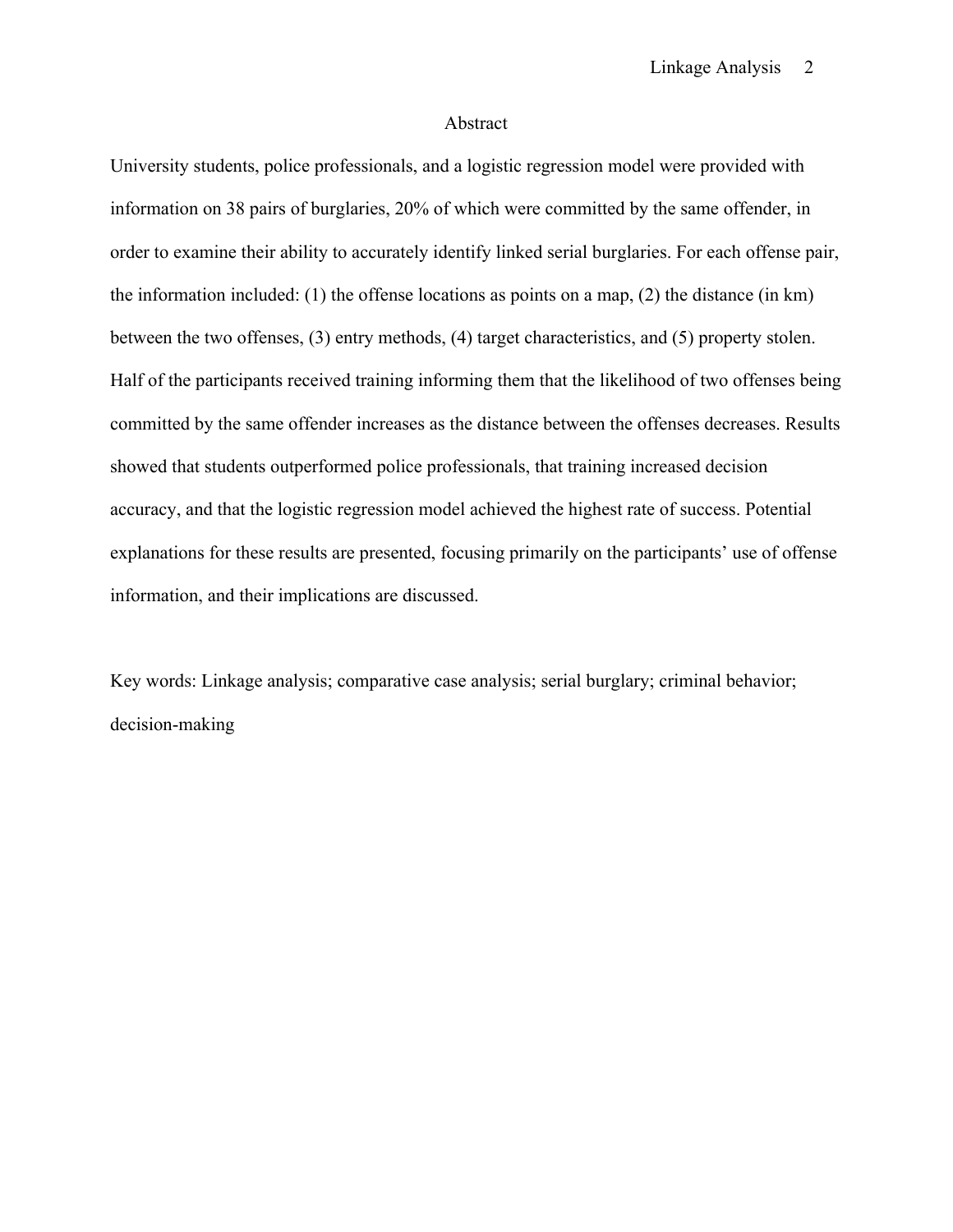## Abstract

University students, police professionals, and a logistic regression model were provided with information on 38 pairs of burglaries, 20% of which were committed by the same offender, in order to examine their ability to accurately identify linked serial burglaries. For each offense pair, the information included: (1) the offense locations as points on a map, (2) the distance (in km) between the two offenses, (3) entry methods, (4) target characteristics, and (5) property stolen. Half of the participants received training informing them that the likelihood of two offenses being committed by the same offender increases as the distance between the offenses decreases. Results showed that students outperformed police professionals, that training increased decision accuracy, and that the logistic regression model achieved the highest rate of success. Potential explanations for these results are presented, focusing primarily on the participants' use of offense information, and their implications are discussed.

Key words: Linkage analysis; comparative case analysis; serial burglary; criminal behavior; decision-making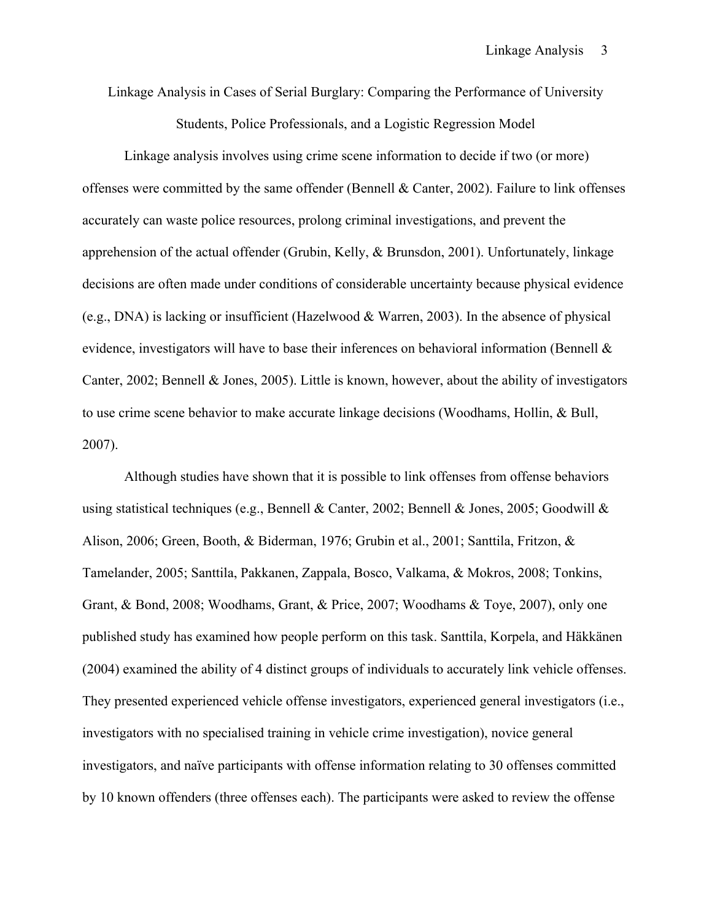# Linkage Analysis in Cases of Serial Burglary: Comparing the Performance of University Students, Police Professionals, and a Logistic Regression Model

Linkage analysis involves using crime scene information to decide if two (or more) offenses were committed by the same offender (Bennell & Canter, 2002). Failure to link offenses accurately can waste police resources, prolong criminal investigations, and prevent the apprehension of the actual offender (Grubin, Kelly, & Brunsdon, 2001). Unfortunately, linkage decisions are often made under conditions of considerable uncertainty because physical evidence (e.g., DNA) is lacking or insufficient (Hazelwood & Warren, 2003). In the absence of physical evidence, investigators will have to base their inferences on behavioral information (Bennell & Canter, 2002; Bennell & Jones, 2005). Little is known, however, about the ability of investigators to use crime scene behavior to make accurate linkage decisions (Woodhams, Hollin, & Bull, 2007).

Although studies have shown that it is possible to link offenses from offense behaviors using statistical techniques (e.g., Bennell & Canter, 2002; Bennell & Jones, 2005; Goodwill & Alison, 2006; Green, Booth, & Biderman, 1976; Grubin et al., 2001; Santtila, Fritzon, & Tamelander, 2005; Santtila, Pakkanen, Zappala, Bosco, Valkama, & Mokros, 2008; Tonkins, Grant, & Bond, 2008; Woodhams, Grant, & Price, 2007; Woodhams & Toye, 2007), only one published study has examined how people perform on this task. Santtila, Korpela, and Häkkänen (2004) examined the ability of 4 distinct groups of individuals to accurately link vehicle offenses. They presented experienced vehicle offense investigators, experienced general investigators (i.e., investigators with no specialised training in vehicle crime investigation), novice general investigators, and naïve participants with offense information relating to 30 offenses committed by 10 known offenders (three offenses each). The participants were asked to review the offense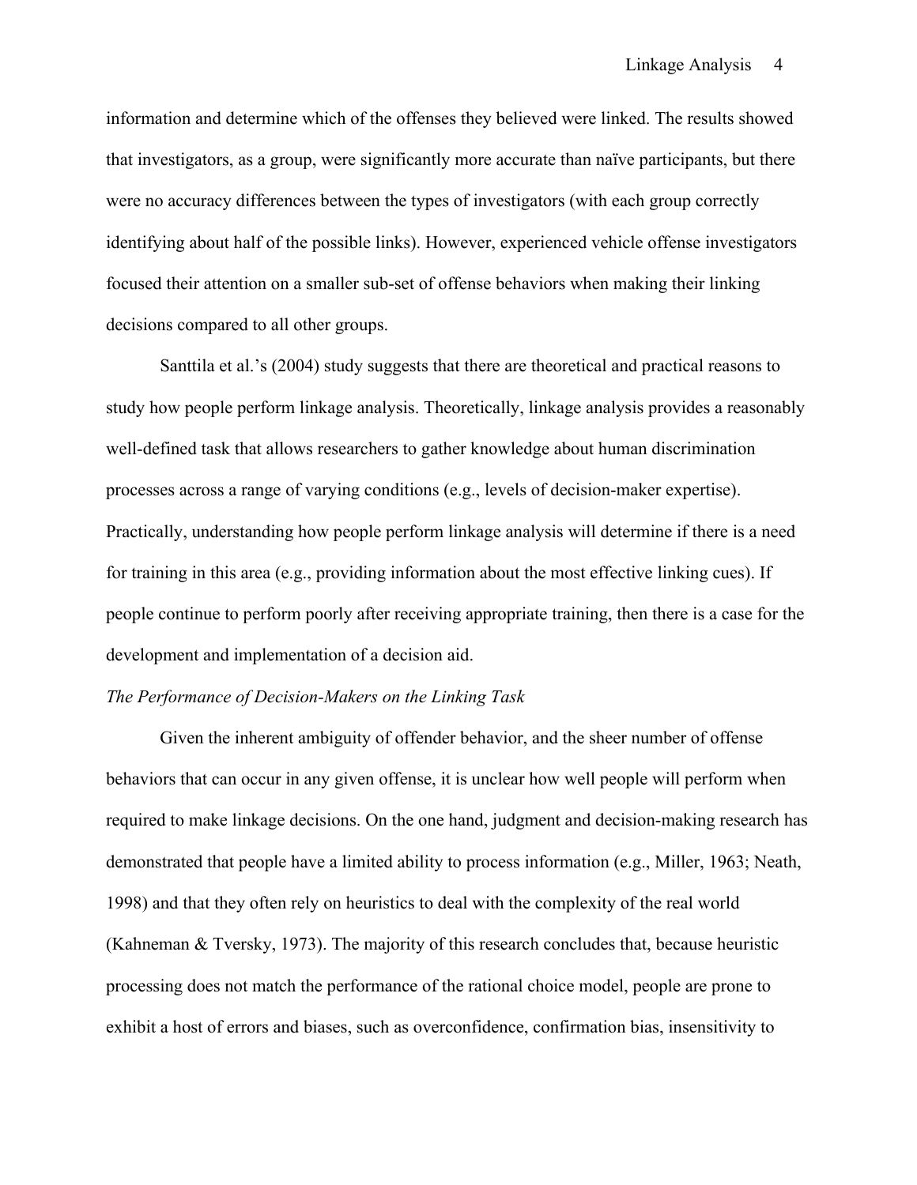information and determine which of the offenses they believed were linked. The results showed that investigators, as a group, were significantly more accurate than naïve participants, but there were no accuracy differences between the types of investigators (with each group correctly identifying about half of the possible links). However, experienced vehicle offense investigators focused their attention on a smaller sub-set of offense behaviors when making their linking decisions compared to all other groups.

Santtila et al.'s (2004) study suggests that there are theoretical and practical reasons to study how people perform linkage analysis. Theoretically, linkage analysis provides a reasonably well-defined task that allows researchers to gather knowledge about human discrimination processes across a range of varying conditions (e.g., levels of decision-maker expertise). Practically, understanding how people perform linkage analysis will determine if there is a need for training in this area (e.g., providing information about the most effective linking cues). If people continue to perform poorly after receiving appropriate training, then there is a case for the development and implementation of a decision aid.

*The Performance of Decision-Makers on the Linking Task*

Given the inherent ambiguity of offender behavior, and the sheer number of offense behaviors that can occur in any given offense, it is unclear how well people will perform when required to make linkage decisions. On the one hand, judgment and decision-making research has demonstrated that people have a limited ability to process information (e.g., Miller, 1963; Neath, 1998) and that they often rely on heuristics to deal with the complexity of the real world (Kahneman & Tversky, 1973). The majority of this research concludes that, because heuristic processing does not match the performance of the rational choice model, people are prone to exhibit a host of errors and biases, such as overconfidence, confirmation bias, insensitivity to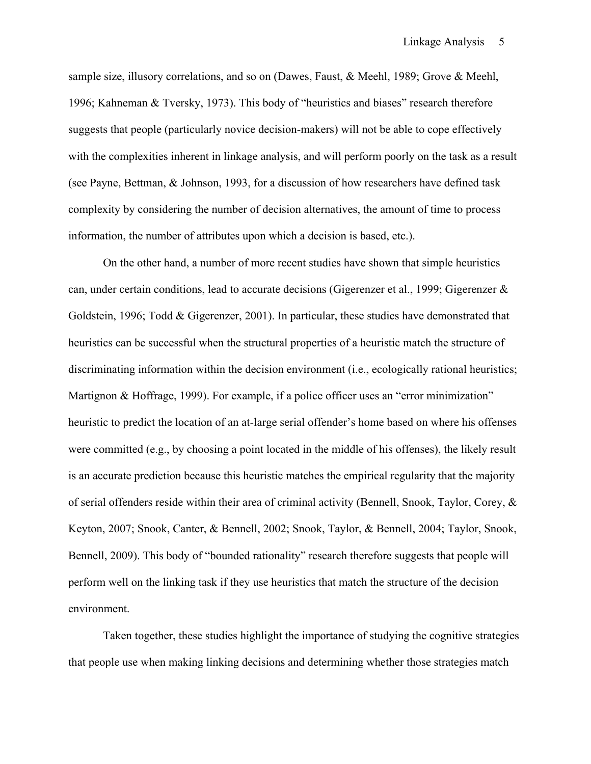sample size, illusory correlations, and so on (Dawes, Faust, & Meehl, 1989; Grove & Meehl, 1996; Kahneman & Tversky, 1973). This body of "heuristics and biases" research therefore suggests that people (particularly novice decision-makers) will not be able to cope effectively with the complexities inherent in linkage analysis, and will perform poorly on the task as a result (see Payne, Bettman, & Johnson, 1993, for a discussion of how researchers have defined task complexity by considering the number of decision alternatives, the amount of time to process information, the number of attributes upon which a decision is based, etc.).

On the other hand, a number of more recent studies have shown that simple heuristics can, under certain conditions, lead to accurate decisions (Gigerenzer et al., 1999; Gigerenzer & Goldstein, 1996; Todd & Gigerenzer, 2001). In particular, these studies have demonstrated that heuristics can be successful when the structural properties of a heuristic match the structure of discriminating information within the decision environment (i.e., ecologically rational heuristics; Martignon & Hoffrage, 1999). For example, if a police officer uses an "error minimization" heuristic to predict the location of an at-large serial offender's home based on where his offenses were committed (e.g., by choosing a point located in the middle of his offenses), the likely result is an accurate prediction because this heuristic matches the empirical regularity that the majority of serial offenders reside within their area of criminal activity (Bennell, Snook, Taylor, Corey, & Keyton, 2007; Snook, Canter, & Bennell, 2002; Snook, Taylor, & Bennell, 2004; Taylor, Snook, Bennell, 2009). This body of "bounded rationality" research therefore suggests that people will perform well on the linking task if they use heuristics that match the structure of the decision environment.

Taken together, these studies highlight the importance of studying the cognitive strategies that people use when making linking decisions and determining whether those strategies match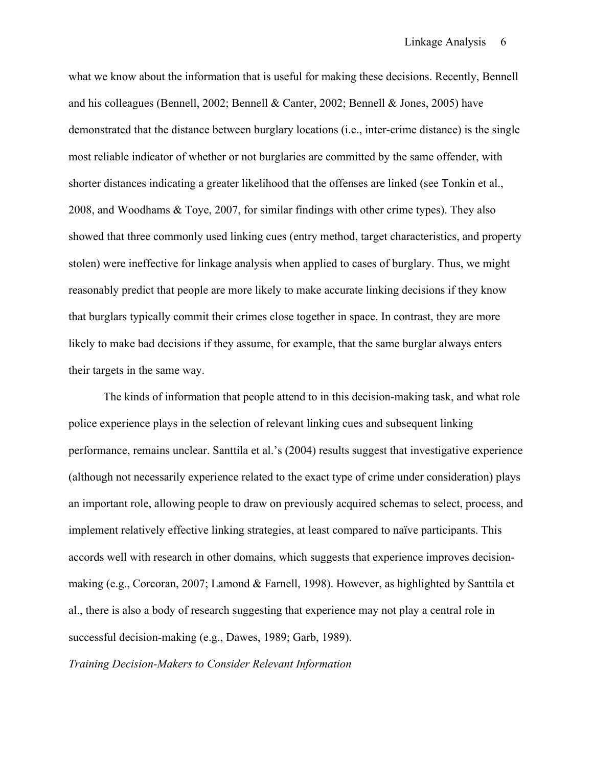what we know about the information that is useful for making these decisions. Recently, Bennell and his colleagues (Bennell, 2002; Bennell & Canter, 2002; Bennell & Jones, 2005) have demonstrated that the distance between burglary locations (i.e., inter-crime distance) is the single most reliable indicator of whether or not burglaries are committed by the same offender, with shorter distances indicating a greater likelihood that the offenses are linked (see Tonkin et al., 2008, and Woodhams & Toye, 2007, for similar findings with other crime types). They also showed that three commonly used linking cues (entry method, target characteristics, and property stolen) were ineffective for linkage analysis when applied to cases of burglary. Thus, we might reasonably predict that people are more likely to make accurate linking decisions if they know that burglars typically commit their crimes close together in space. In contrast, they are more likely to make bad decisions if they assume, for example, that the same burglar always enters their targets in the same way.

The kinds of information that people attend to in this decision-making task, and what role police experience plays in the selection of relevant linking cues and subsequent linking performance, remains unclear. Santtila et al.'s (2004) results suggest that investigative experience (although not necessarily experience related to the exact type of crime under consideration) plays an important role, allowing people to draw on previously acquired schemas to select, process, and implement relatively effective linking strategies, at least compared to naïve participants. This accords well with research in other domains, which suggests that experience improves decision-making (e.g., Corcoran, 2007; Lamond & Farnell, 1998). However, as highlighted by Santtila et al., there is also a body of research suggesting that experience may not play a central role in successful decision-making (e.g., Dawes, 1989; Garb, 1989).

### *Training Decision-Makers to Consider Relevant Information*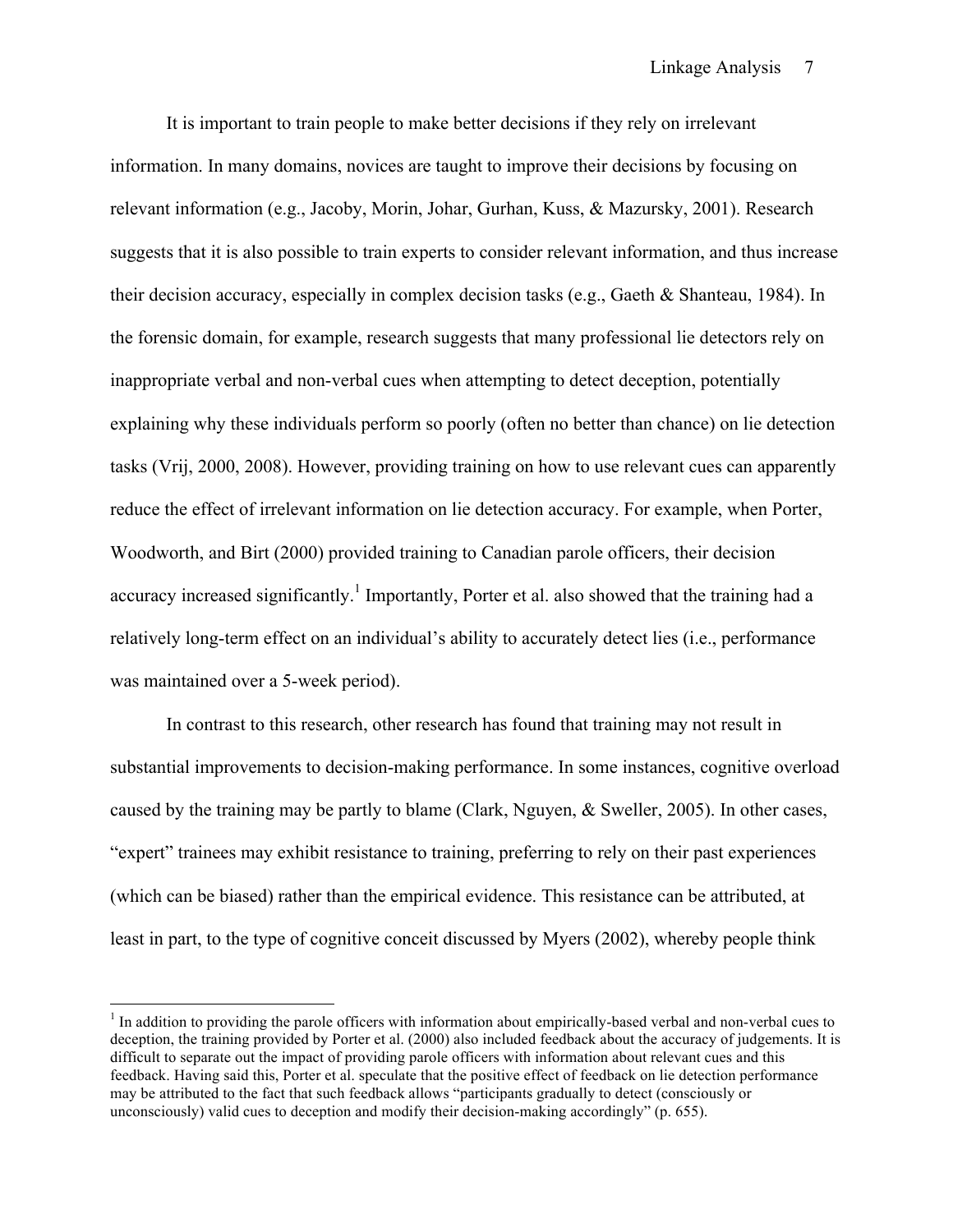It is important to train people to make better decisions if they rely on irrelevant information. In many domains, novices are taught to improve their decisions by focusing on relevant information (e.g., Jacoby, Morin, Johar, Gurhan, Kuss, & Mazursky, 2001). Research suggests that it is also possible to train experts to consider relevant information, and thus increase their decision accuracy, especially in complex decision tasks (e.g., Gaeth & Shanteau, 1984). In the forensic domain, for example, research suggests that many professional lie detectors rely on inappropriate verbal and non-verbal cues when attempting to detect deception, potentially explaining why these individuals perform so poorly (often no better than chance) on lie detection tasks (Vrij, 2000, 2008). However, providing training on how to use relevant cues can apparently reduce the effect of irrelevant information on lie detection accuracy. For example, when Porter, Woodworth, and Birt (2000) provided training to Canadian parole officers, their decision accuracy increased significantly.[1] Importantly, Porter et al. also showed that the training had a relatively long-term effect on an individual's ability to accurately detect lies (i.e., performance was maintained over a 5-week period).

In contrast to this research, other research has found that training may not result in substantial improvements to decision-making performance. In some instances, cognitive overload caused by the training may be partly to blame (Clark, Nguyen, & Sweller, 2005). In other cases, "expert" trainees may exhibit resistance to training, preferring to rely on their past experiences (which can be biased) rather than the empirical evidence. This resistance can be attributed, at least in part, to the type of cognitive conceit discussed by Myers (2002), whereby people think

---

[1] In addition to providing the parole officers with information about empirically-based verbal and non-verbal cues to deception, the training provided by Porter et al. (2000) also included feedback about the accuracy of judgements. It is difficult to separate out the impact of providing parole officers with information about relevant cues and this feedback. Having said this, Porter et al. speculate that the positive effect of feedback on lie detection performance may be attributed to the fact that such feedback allows "participants gradually to detect (consciously or unconsciously) valid cues to deception and modify their decision-making accordingly" (p. 655).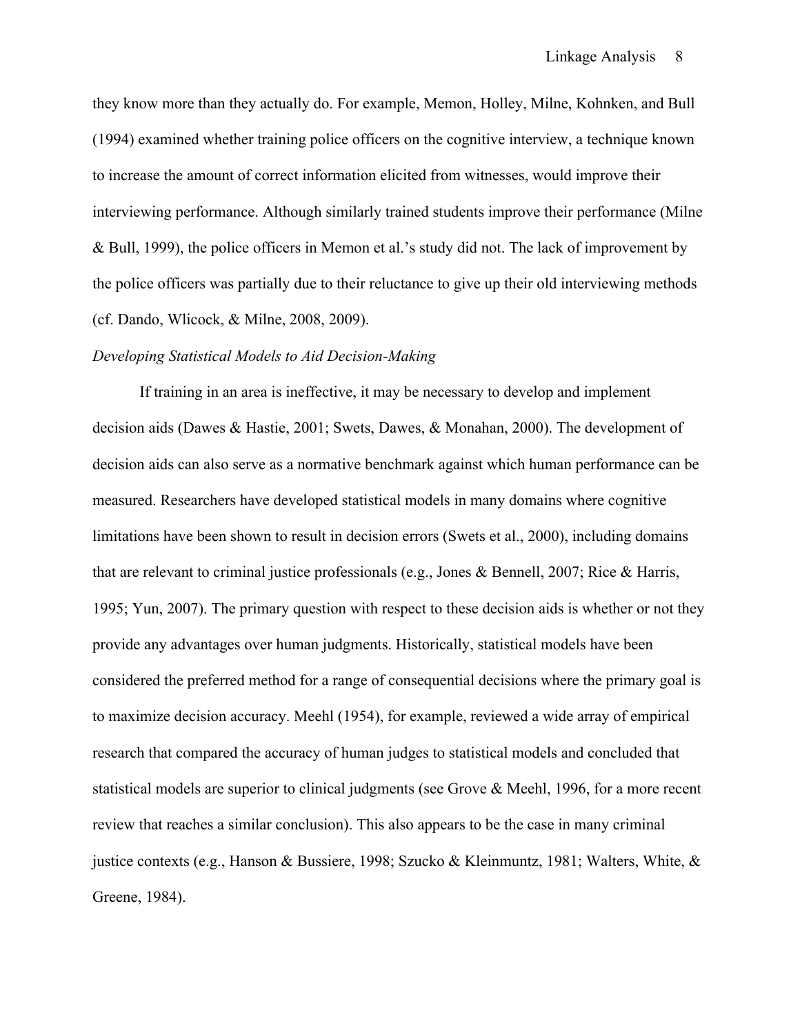they know more than they actually do. For example, Memon, Holley, Milne, Kohnken, and Bull (1994) examined whether training police officers on the cognitive interview, a technique known to increase the amount of correct information elicited from witnesses, would improve their interviewing performance. Although similarly trained students improve their performance (Milne & Bull, 1999), the police officers in Memon et al.'s study did not. The lack of improvement by the police officers was partially due to their reluctance to give up their old interviewing methods (cf. Dando, Wlicock, & Milne, 2008, 2009).

*Developing Statistical Models to Aid Decision-Making*

If training in an area is ineffective, it may be necessary to develop and implement decision aids (Dawes & Hastie, 2001; Swets, Dawes, & Monahan, 2000). The development of decision aids can also serve as a normative benchmark against which human performance can be measured. Researchers have developed statistical models in many domains where cognitive limitations have been shown to result in decision errors (Swets et al., 2000), including domains that are relevant to criminal justice professionals (e.g., Jones & Bennell, 2007; Rice & Harris, 1995; Yun, 2007). The primary question with respect to these decision aids is whether or not they provide any advantages over human judgments. Historically, statistical models have been considered the preferred method for a range of consequential decisions where the primary goal is to maximize decision accuracy. Meehl (1954), for example, reviewed a wide array of empirical research that compared the accuracy of human judges to statistical models and concluded that statistical models are superior to clinical judgments (see Grove & Meehl, 1996, for a more recent review that reaches a similar conclusion). This also appears to be the case in many criminal justice contexts (e.g., Hanson & Bussiere, 1998; Szucko & Kleinmuntz, 1981; Walters, White, & Greene, 1984).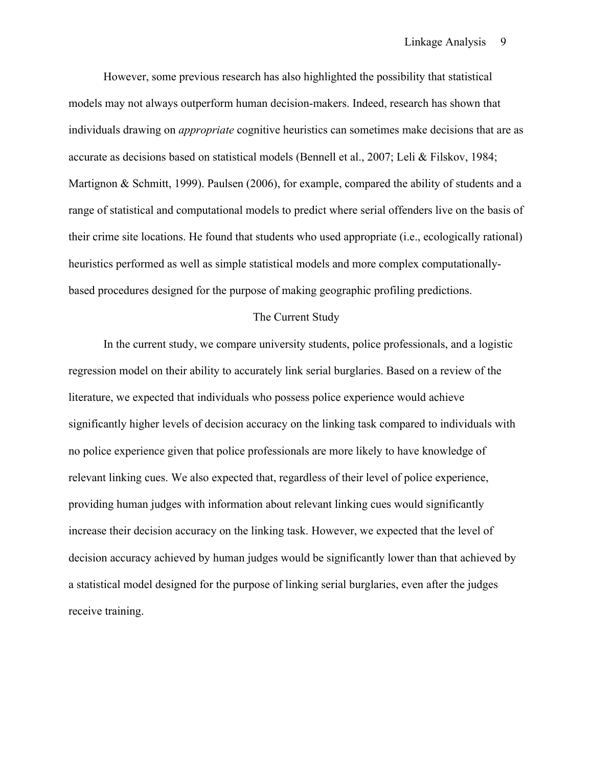However, some previous research has also highlighted the possibility that statistical models may not always outperform human decision-makers. Indeed, research has shown that individuals drawing on *appropriate* cognitive heuristics can sometimes make decisions that are as accurate as decisions based on statistical models (Bennell et al., 2007; Leli & Filskov, 1984; Martignon & Schmitt, 1999). Paulsen (2006), for example, compared the ability of students and a range of statistical and computational models to predict where serial offenders live on the basis of their crime site locations. He found that students who used appropriate (i.e., ecologically rational) heuristics performed as well as simple statistical models and more complex computationally-based procedures designed for the purpose of making geographic profiling predictions.

## The Current Study

In the current study, we compare university students, police professionals, and a logistic regression model on their ability to accurately link serial burglaries. Based on a review of the literature, we expected that individuals who possess police experience would achieve significantly higher levels of decision accuracy on the linking task compared to individuals with no police experience given that police professionals are more likely to have knowledge of relevant linking cues. We also expected that, regardless of their level of police experience, providing human judges with information about relevant linking cues would significantly increase their decision accuracy on the linking task. However, we expected that the level of decision accuracy achieved by human judges would be significantly lower than that achieved by a statistical model designed for the purpose of linking serial burglaries, even after the judges receive training.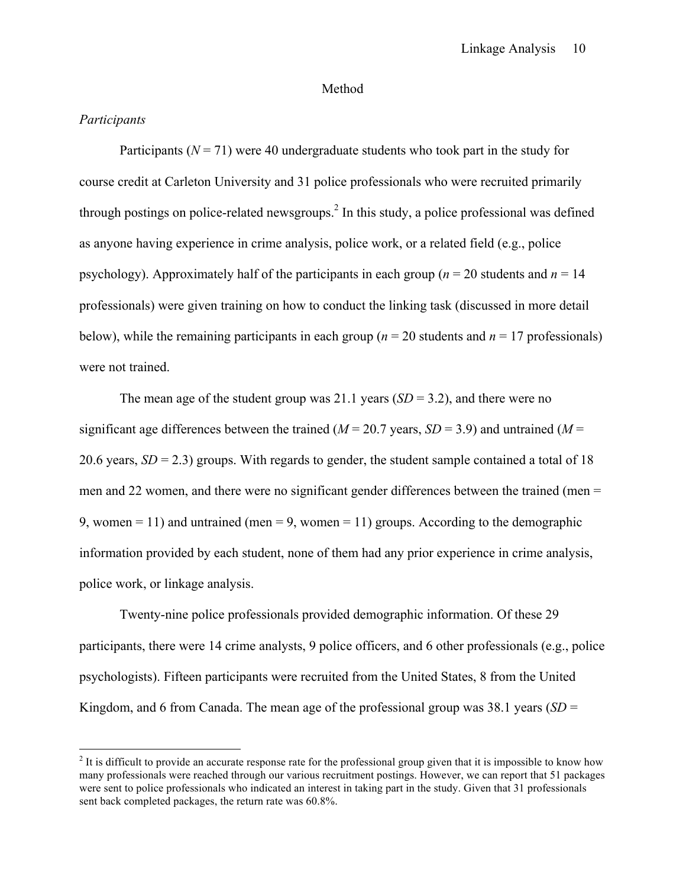## Method

### *Participants*

Participants ($N = 71$) were 40 undergraduate students who took part in the study for course credit at Carleton University and 31 police professionals who were recruited primarily through postings on police-related newsgroups.[2] In this study, a police professional was defined as anyone having experience in crime analysis, police work, or a related field (e.g., police psychology). Approximately half of the participants in each group ($n = 20$ students and $n = 14$ professionals) were given training on how to conduct the linking task (discussed in more detail below), while the remaining participants in each group ($n = 20$ students and $n = 17$ professionals) were not trained.

The mean age of the student group was 21.1 years ($SD = 3.2$), and there were no significant age differences between the trained ($M = 20.7$ years, $SD = 3.9$) and untrained ($M = 20.6$ years, $SD = 2.3$) groups. With regards to gender, the student sample contained a total of 18 men and 22 women, and there were no significant gender differences between the trained (men = 9, women = 11) and untrained (men = 9, women = 11) groups. According to the demographic information provided by each student, none of them had any prior experience in crime analysis, police work, or linkage analysis.

Twenty-nine police professionals provided demographic information. Of these 29 participants, there were 14 crime analysts, 9 police officers, and 6 other professionals (e.g., police psychologists). Fifteen participants were recruited from the United States, 8 from the United Kingdom, and 6 from Canada. The mean age of the professional group was 38.1 years ($SD$ =

[2] It is difficult to provide an accurate response rate for the professional group given that it is impossible to know how many professionals were reached through our various recruitment postings. However, we can report that 51 packages were sent to police professionals who indicated an interest in taking part in the study. Given that 31 professionals sent back completed packages, the return rate was 60.8%.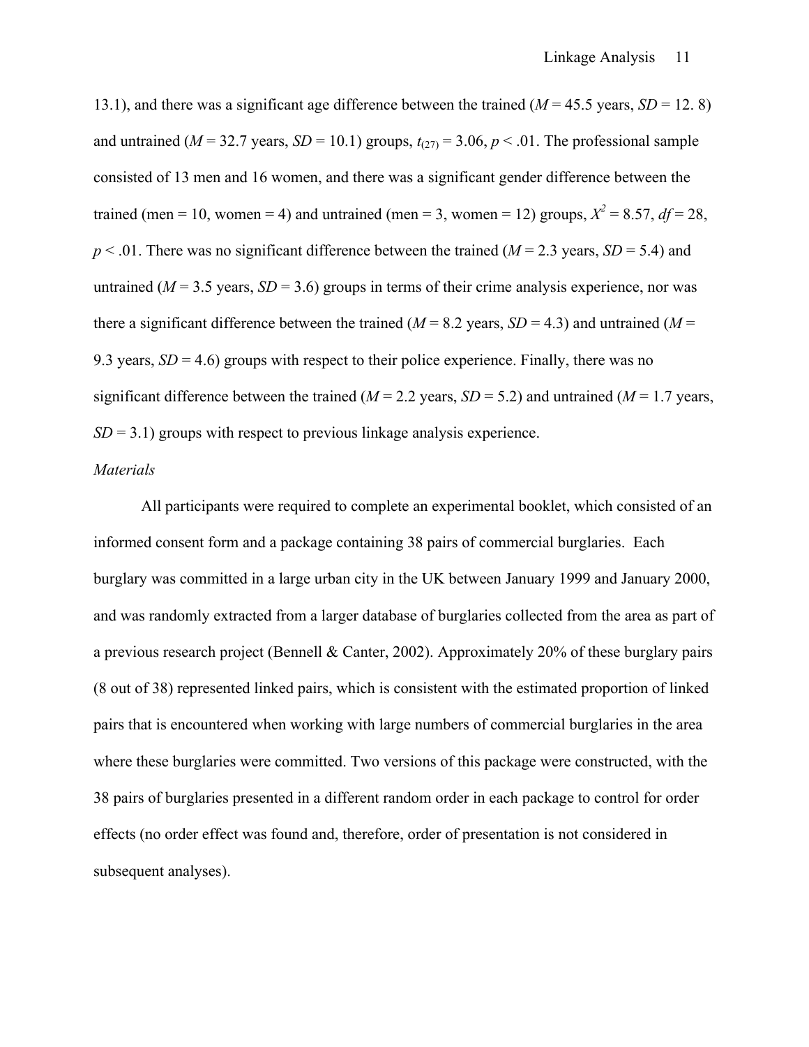13.1), and there was a significant age difference between the trained (*M* = 45.5 years, *SD* = 12. 8) and untrained (*M* = 32.7 years, *SD* = 10.1) groups, $t_{(27)} = 3.06$, $p < .01$. The professional sample consisted of 13 men and 16 women, and there was a significant gender difference between the trained (men = 10, women = 4) and untrained (men = 3, women = 12) groups, $X^2 = 8.57$, $df = 28$, $p < .01$. There was no significant difference between the trained (*M* = 2.3 years, *SD* = 5.4) and untrained (*M* = 3.5 years, *SD* = 3.6) groups in terms of their crime analysis experience, nor was there a significant difference between the trained (*M* = 8.2 years, *SD* = 4.3) and untrained (*M* = 9.3 years, *SD* = 4.6) groups with respect to their police experience. Finally, there was no significant difference between the trained (*M* = 2.2 years, *SD* = 5.2) and untrained (*M* = 1.7 years, *SD* = 3.1) groups with respect to previous linkage analysis experience.

*Materials*

All participants were required to complete an experimental booklet, which consisted of an informed consent form and a package containing 38 pairs of commercial burglaries. Each burglary was committed in a large urban city in the UK between January 1999 and January 2000, and was randomly extracted from a larger database of burglaries collected from the area as part of a previous research project (Bennell & Canter, 2002). Approximately 20% of these burglary pairs (8 out of 38) represented linked pairs, which is consistent with the estimated proportion of linked pairs that is encountered when working with large numbers of commercial burglaries in the area where these burglaries were committed. Two versions of this package were constructed, with the 38 pairs of burglaries presented in a different random order in each package to control for order effects (no order effect was found and, therefore, order of presentation is not considered in subsequent analyses).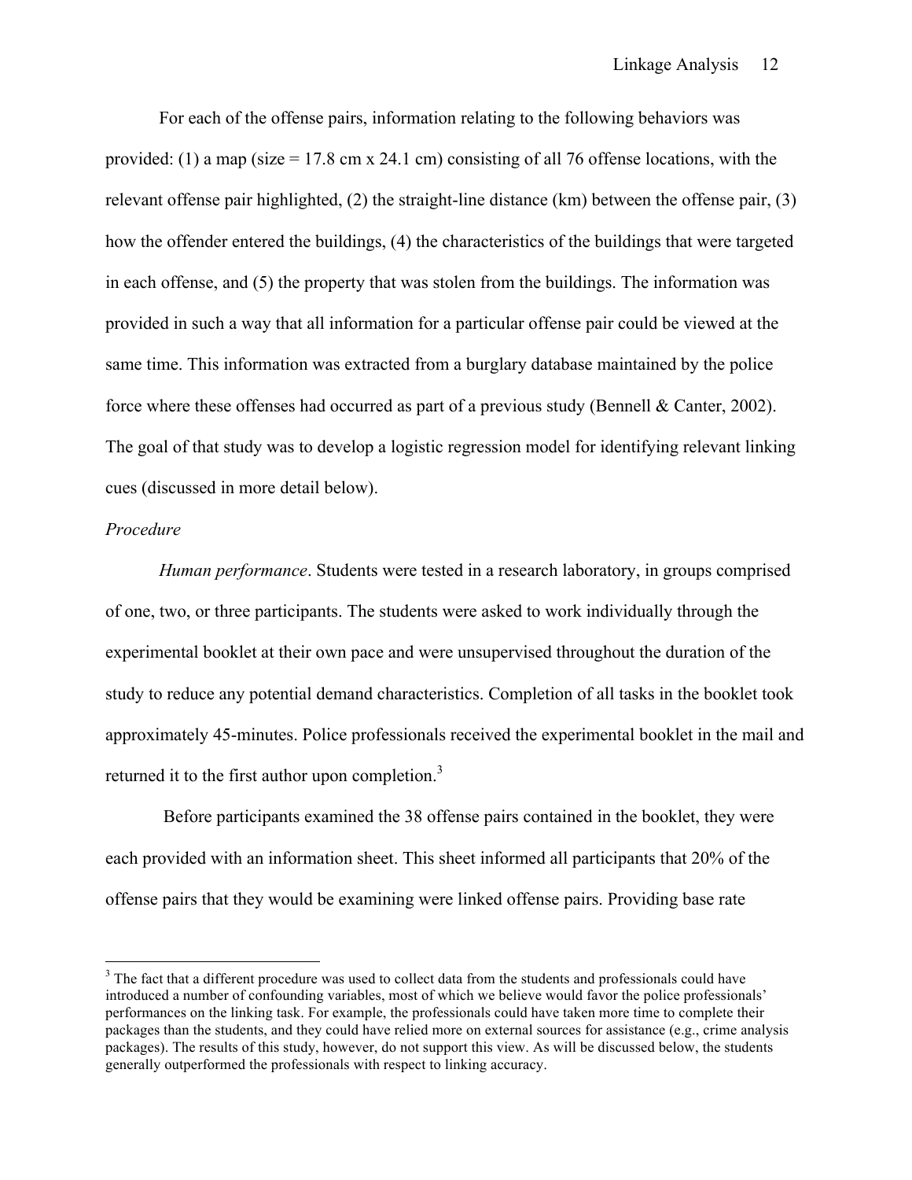For each of the offense pairs, information relating to the following behaviors was provided: (1) a map (size = 17.8 cm x 24.1 cm) consisting of all 76 offense locations, with the relevant offense pair highlighted, (2) the straight-line distance (km) between the offense pair, (3) how the offender entered the buildings, (4) the characteristics of the buildings that were targeted in each offense, and (5) the property that was stolen from the buildings. The information was provided in such a way that all information for a particular offense pair could be viewed at the same time. This information was extracted from a burglary database maintained by the police force where these offenses had occurred as part of a previous study (Bennell & Canter, 2002). The goal of that study was to develop a logistic regression model for identifying relevant linking cues (discussed in more detail below).

*Procedure*

*Human performance*. Students were tested in a research laboratory, in groups comprised of one, two, or three participants. The students were asked to work individually through the experimental booklet at their own pace and were unsupervised throughout the duration of the study to reduce any potential demand characteristics. Completion of all tasks in the booklet took approximately 45-minutes. Police professionals received the experimental booklet in the mail and returned it to the first author upon completion.[3]

Before participants examined the 38 offense pairs contained in the booklet, they were each provided with an information sheet. This sheet informed all participants that 20% of the offense pairs that they would be examining were linked offense pairs. Providing base rate

[3] The fact that a different procedure was used to collect data from the students and professionals could have introduced a number of confounding variables, most of which we believe would favor the police professionals' performances on the linking task. For example, the professionals could have taken more time to complete their packages than the students, and they could have relied more on external sources for assistance (e.g., crime analysis packages). The results of this study, however, do not support this view. As will be discussed below, the students generally outperformed the professionals with respect to linking accuracy.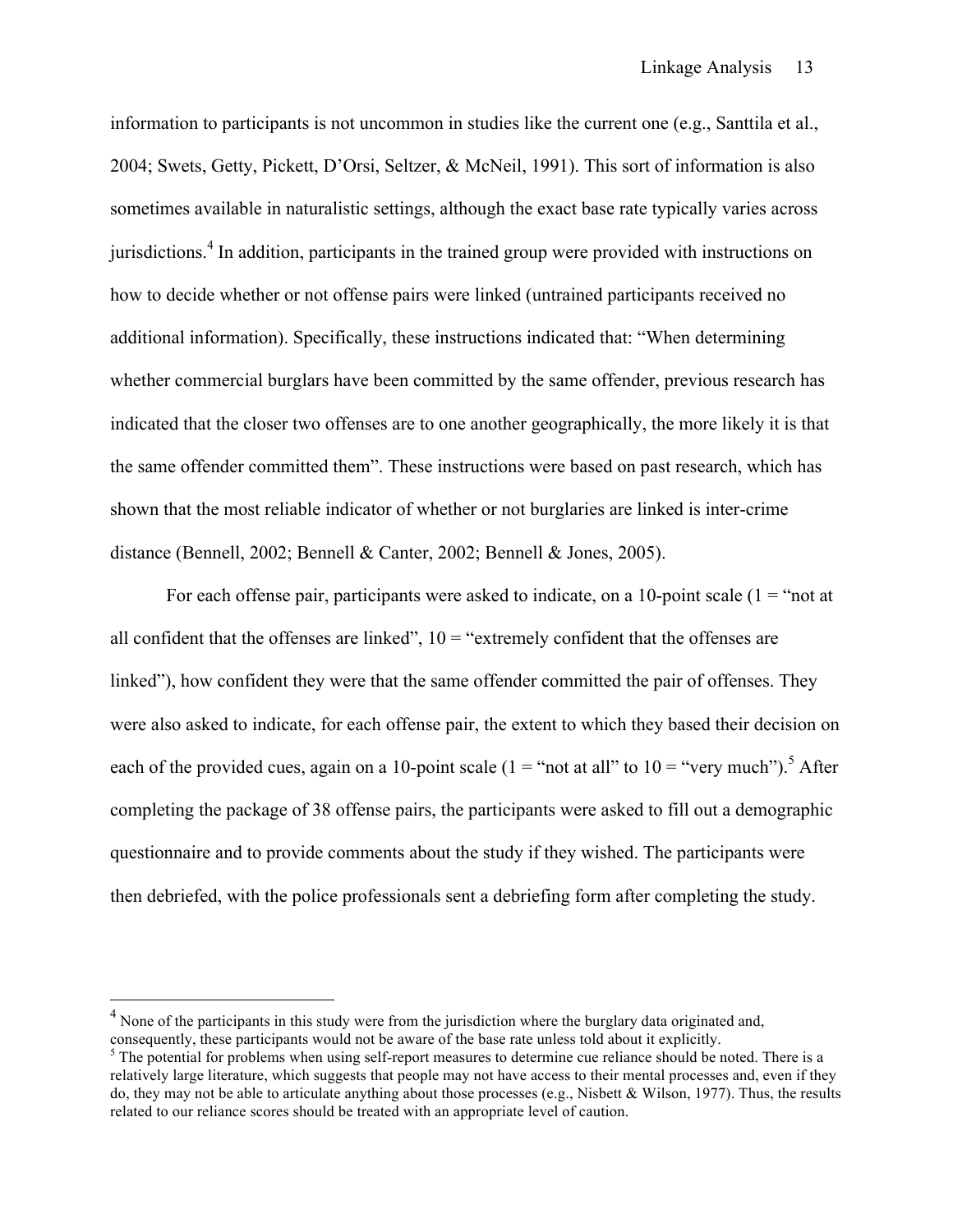information to participants is not uncommon in studies like the current one (e.g., Santtila et al., 2004; Swets, Getty, Pickett, D'Orsi, Seltzer, & McNeil, 1991). This sort of information is also sometimes available in naturalistic settings, although the exact base rate typically varies across jurisdictions.[4] In addition, participants in the trained group were provided with instructions on how to decide whether or not offense pairs were linked (untrained participants received no additional information). Specifically, these instructions indicated that: "When determining whether commercial burglars have been committed by the same offender, previous research has indicated that the closer two offenses are to one another geographically, the more likely it is that the same offender committed them". These instructions were based on past research, which has shown that the most reliable indicator of whether or not burglaries are linked is inter-crime distance (Bennell, 2002; Bennell & Canter, 2002; Bennell & Jones, 2005).

For each offense pair, participants were asked to indicate, on a 10-point scale (1 = "not at all confident that the offenses are linked", 10 = "extremely confident that the offenses are linked"), how confident they were that the same offender committed the pair of offenses. They were also asked to indicate, for each offense pair, the extent to which they based their decision on each of the provided cues, again on a 10-point scale (1 = "not at all" to 10 = "very much").[5] After completing the package of 38 offense pairs, the participants were asked to fill out a demographic questionnaire and to provide comments about the study if they wished. The participants were then debriefed, with the police professionals sent a debriefing form after completing the study.

---

[4] None of the participants in this study were from the jurisdiction where the burglary data originated and, consequently, these participants would not be aware of the base rate unless told about it explicitly.

[5] The potential for problems when using self-report measures to determine cue reliance should be noted. There is a relatively large literature, which suggests that people may not have access to their mental processes and, even if they do, they may not be able to articulate anything about those processes (e.g., Nisbett & Wilson, 1977). Thus, the results related to our reliance scores should be treated with an appropriate level of caution.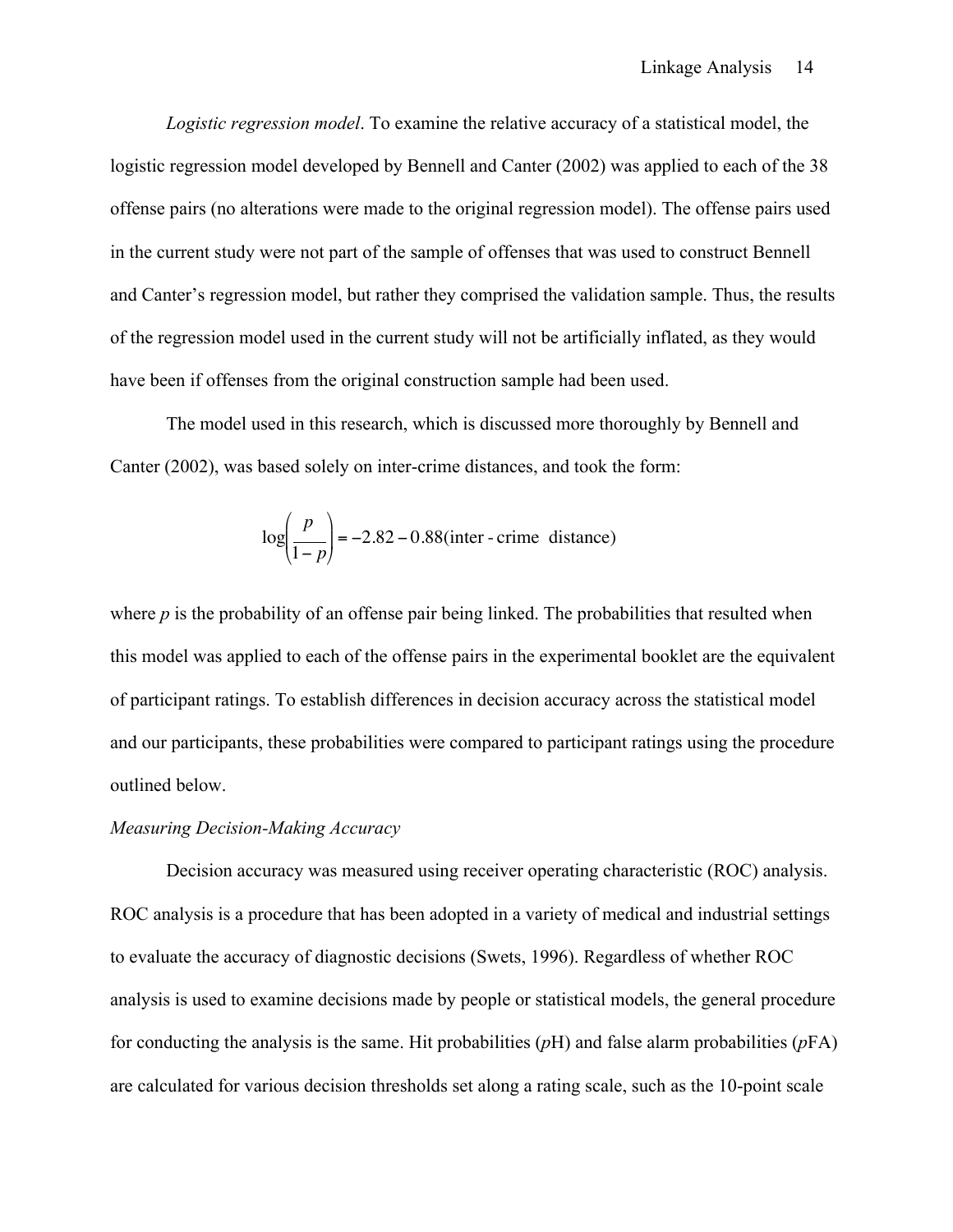*Logistic regression model*. To examine the relative accuracy of a statistical model, the logistic regression model developed by Bennell and Canter (2002) was applied to each of the 38 offense pairs (no alterations were made to the original regression model). The offense pairs used in the current study were not part of the sample of offenses that was used to construct Bennell and Canter's regression model, but rather they comprised the validation sample. Thus, the results of the regression model used in the current study will not be artificially inflated, as they would have been if offenses from the original construction sample had been used.

The model used in this research, which is discussed more thoroughly by Bennell and Canter (2002), was based solely on inter-crime distances, and took the form:

$$\log\left(\frac{p}{1-p}\right) = -2.82 - 0.88(\text{inter - crime distance})$$

where $p$ is the probability of an offense pair being linked. The probabilities that resulted when this model was applied to each of the offense pairs in the experimental booklet are the equivalent of participant ratings. To establish differences in decision accuracy across the statistical model and our participants, these probabilities were compared to participant ratings using the procedure outlined below.

*Measuring Decision-Making Accuracy*

Decision accuracy was measured using receiver operating characteristic (ROC) analysis. ROC analysis is a procedure that has been adopted in a variety of medical and industrial settings to evaluate the accuracy of diagnostic decisions (Swets, 1996). Regardless of whether ROC analysis is used to examine decisions made by people or statistical models, the general procedure for conducting the analysis is the same. Hit probabilities ($p$H) and false alarm probabilities ($p$FA) are calculated for various decision thresholds set along a rating scale, such as the 10-point scale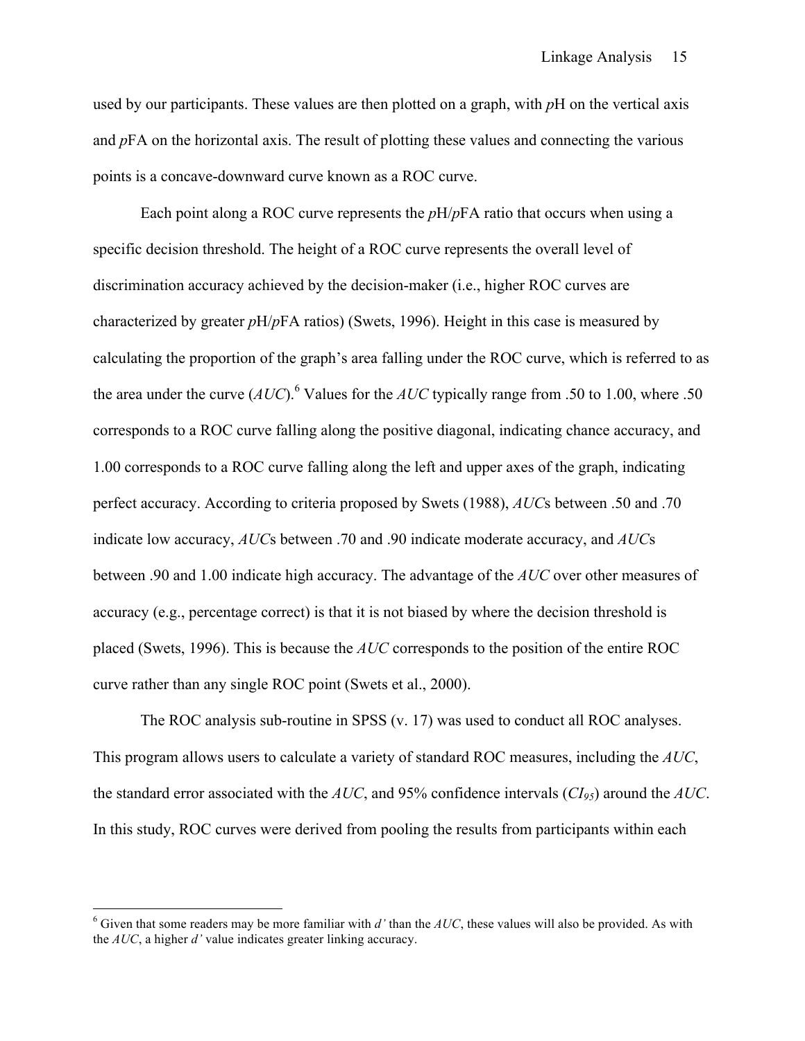used by our participants. These values are then plotted on a graph, with *p*H on the vertical axis and *p*FA on the horizontal axis. The result of plotting these values and connecting the various points is a concave-downward curve known as a ROC curve.

Each point along a ROC curve represents the *p*H/*p*FA ratio that occurs when using a specific decision threshold. The height of a ROC curve represents the overall level of discrimination accuracy achieved by the decision-maker (i.e., higher ROC curves are characterized by greater *p*H/*p*FA ratios) (Swets, 1996). Height in this case is measured by calculating the proportion of the graph's area falling under the ROC curve, which is referred to as the area under the curve (*AUC*).[6] Values for the *AUC* typically range from .50 to 1.00, where .50 corresponds to a ROC curve falling along the positive diagonal, indicating chance accuracy, and 1.00 corresponds to a ROC curve falling along the left and upper axes of the graph, indicating perfect accuracy. According to criteria proposed by Swets (1988), *AUC*s between .50 and .70 indicate low accuracy, *AUC*s between .70 and .90 indicate moderate accuracy, and *AUC*s between .90 and 1.00 indicate high accuracy. The advantage of the *AUC* over other measures of accuracy (e.g., percentage correct) is that it is not biased by where the decision threshold is placed (Swets, 1996). This is because the *AUC* corresponds to the position of the entire ROC curve rather than any single ROC point (Swets et al., 2000).

The ROC analysis sub-routine in SPSS (v. 17) was used to conduct all ROC analyses. This program allows users to calculate a variety of standard ROC measures, including the *AUC*, the standard error associated with the *AUC*, and 95% confidence intervals ($CI_{95}$) around the *AUC*. In this study, ROC curves were derived from pooling the results from participants within each

---

[6] Given that some readers may be more familiar with *d'* than the *AUC*, these values will also be provided. As with the *AUC*, a higher *d'* value indicates greater linking accuracy.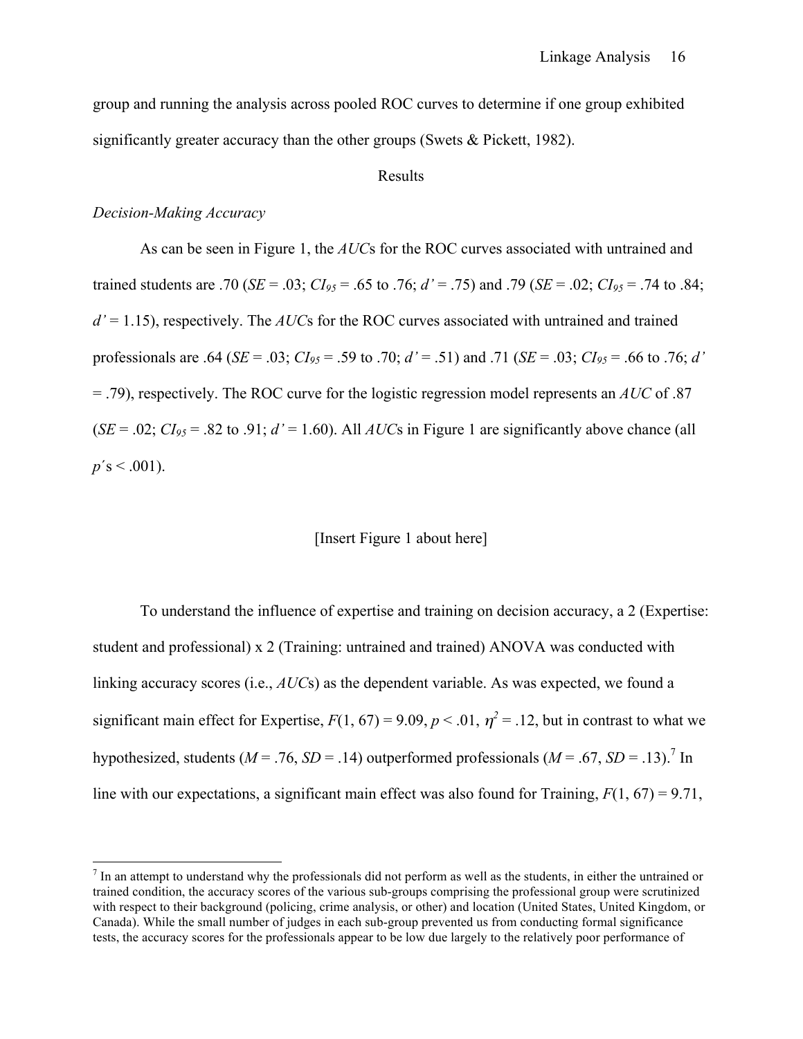group and running the analysis across pooled ROC curves to determine if one group exhibited significantly greater accuracy than the other groups (Swets & Pickett, 1982).

## Results

### *Decision-Making Accuracy*

As can be seen in Figure 1, the *AUC*s for the ROC curves associated with untrained and trained students are .70 ($SE$ = .03; $CI_{95}$ = .65 to .76; $d'$ = .75) and .79 ($SE$ = .02; $CI_{95}$ = .74 to .84; $d'$ = 1.15), respectively. The *AUC*s for the ROC curves associated with untrained and trained professionals are .64 ($SE$ = .03; $CI_{95}$ = .59 to .70; $d'$ = .51) and .71 ($SE$ = .03; $CI_{95}$ = .66 to .76; $d'$ = .79), respectively. The ROC curve for the logistic regression model represents an *AUC* of .87 ($SE$ = .02; $CI_{95}$ = .82 to .91; $d'$ = 1.60). All *AUC*s in Figure 1 are significantly above chance (all $p$´s < .001).

[Insert Figure 1 about here]

To understand the influence of expertise and training on decision accuracy, a 2 (Expertise: student and professional) x 2 (Training: untrained and trained) ANOVA was conducted with linking accuracy scores (i.e., *AUC*s) as the dependent variable. As was expected, we found a significant main effect for Expertise, $F(1, 67) = 9.09$, $p < .01$, $\eta^2 = .12$, but in contrast to what we hypothesized, students ($M$ = .76, $SD$ = .14) outperformed professionals ($M$ = .67, $SD$ = .13).[7] In line with our expectations, a significant main effect was also found for Training, $F(1, 67) = 9.71$,

[7] In an attempt to understand why the professionals did not perform as well as the students, in either the untrained or trained condition, the accuracy scores of the various sub-groups comprising the professional group were scrutinized with respect to their background (policing, crime analysis, or other) and location (United States, United Kingdom, or Canada). While the small number of judges in each sub-group prevented us from conducting formal significance tests, the accuracy scores for the professionals appear to be low due largely to the relatively poor performance of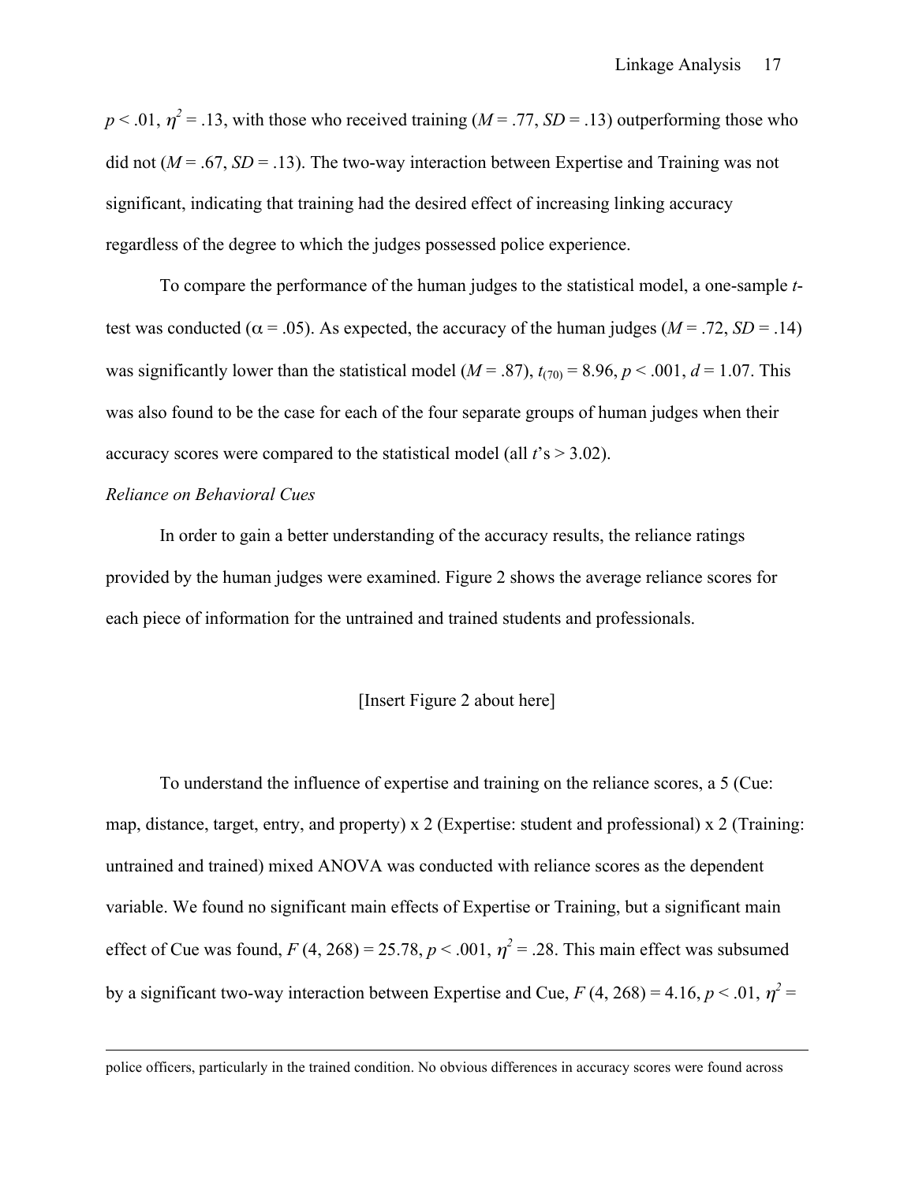$p < .01$, $\eta^2 = .13$, with those who received training ($M = .77$, $SD = .13$) outperforming those who did not ($M = .67$, $SD = .13$). The two-way interaction between Expertise and Training was not significant, indicating that training had the desired effect of increasing linking accuracy regardless of the degree to which the judges possessed police experience.

To compare the performance of the human judges to the statistical model, a one-sample *t*-test was conducted ($\alpha = .05$). As expected, the accuracy of the human judges ($M = .72$, $SD = .14$) was significantly lower than the statistical model ($M = .87$), $t_{(70)} = 8.96$, $p < .001$, $d = 1.07$. This was also found to be the case for each of the four separate groups of human judges when their accuracy scores were compared to the statistical model (all *t*'s > 3.02).

*Reliance on Behavioral Cues*

In order to gain a better understanding of the accuracy results, the reliance ratings provided by the human judges were examined. Figure 2 shows the average reliance scores for each piece of information for the untrained and trained students and professionals.

[Insert Figure 2 about here]

To understand the influence of expertise and training on the reliance scores, a 5 (Cue: map, distance, target, entry, and property) x 2 (Expertise: student and professional) x 2 (Training: untrained and trained) mixed ANOVA was conducted with reliance scores as the dependent variable. We found no significant main effects of Expertise or Training, but a significant main effect of Cue was found, $F$ (4, 268) = 25.78, $p < .001$, $\eta^2 = .28$. This main effect was subsumed by a significant two-way interaction between Expertise and Cue, $F$ (4, 268) = 4.16, $p < .01$, $\eta^2 =$

---

police officers, particularly in the trained condition. No obvious differences in accuracy scores were found across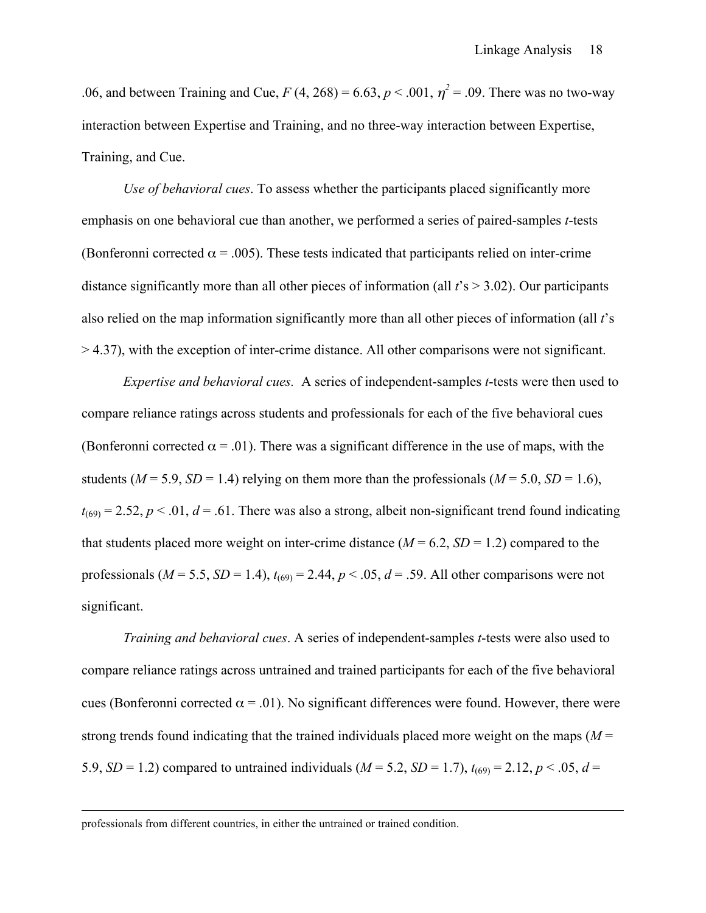.06, and between Training and Cue, $F$ (4, 268) = 6.63, $p < .001$, $\eta^2 = .09$. There was no two-way interaction between Expertise and Training, and no three-way interaction between Expertise, Training, and Cue.

*Use of behavioral cues*. To assess whether the participants placed significantly more emphasis on one behavioral cue than another, we performed a series of paired-samples $t$-tests (Bonferonni corrected $\alpha = .005$). These tests indicated that participants relied on inter-crime distance significantly more than all other pieces of information (all $t$'s > 3.02). Our participants also relied on the map information significantly more than all other pieces of information (all $t$'s > 4.37), with the exception of inter-crime distance. All other comparisons were not significant.

*Expertise and behavioral cues.* A series of independent-samples $t$-tests were then used to compare reliance ratings across students and professionals for each of the five behavioral cues (Bonferonni corrected $\alpha = .01$). There was a significant difference in the use of maps, with the students ($M = 5.9$, $SD = 1.4$) relying on them more than the professionals ($M = 5.0$, $SD = 1.6$), $t_{(69)} = 2.52$, $p < .01$, $d = .61$. There was also a strong, albeit non-significant trend found indicating that students placed more weight on inter-crime distance ($M = 6.2$, $SD = 1.2$) compared to the professionals ($M = 5.5$, $SD = 1.4$), $t_{(69)} = 2.44$, $p < .05$, $d = .59$. All other comparisons were not significant.

*Training and behavioral cues*. A series of independent-samples $t$-tests were also used to compare reliance ratings across untrained and trained participants for each of the five behavioral cues (Bonferonni corrected $\alpha = .01$). No significant differences were found. However, there were strong trends found indicating that the trained individuals placed more weight on the maps ($M = 5.9$, $SD = 1.2$) compared to untrained individuals ($M = 5.2$, $SD = 1.7$), $t_{(69)} = 2.12$, $p < .05$, $d =$

---

professionals from different countries, in either the untrained or trained condition.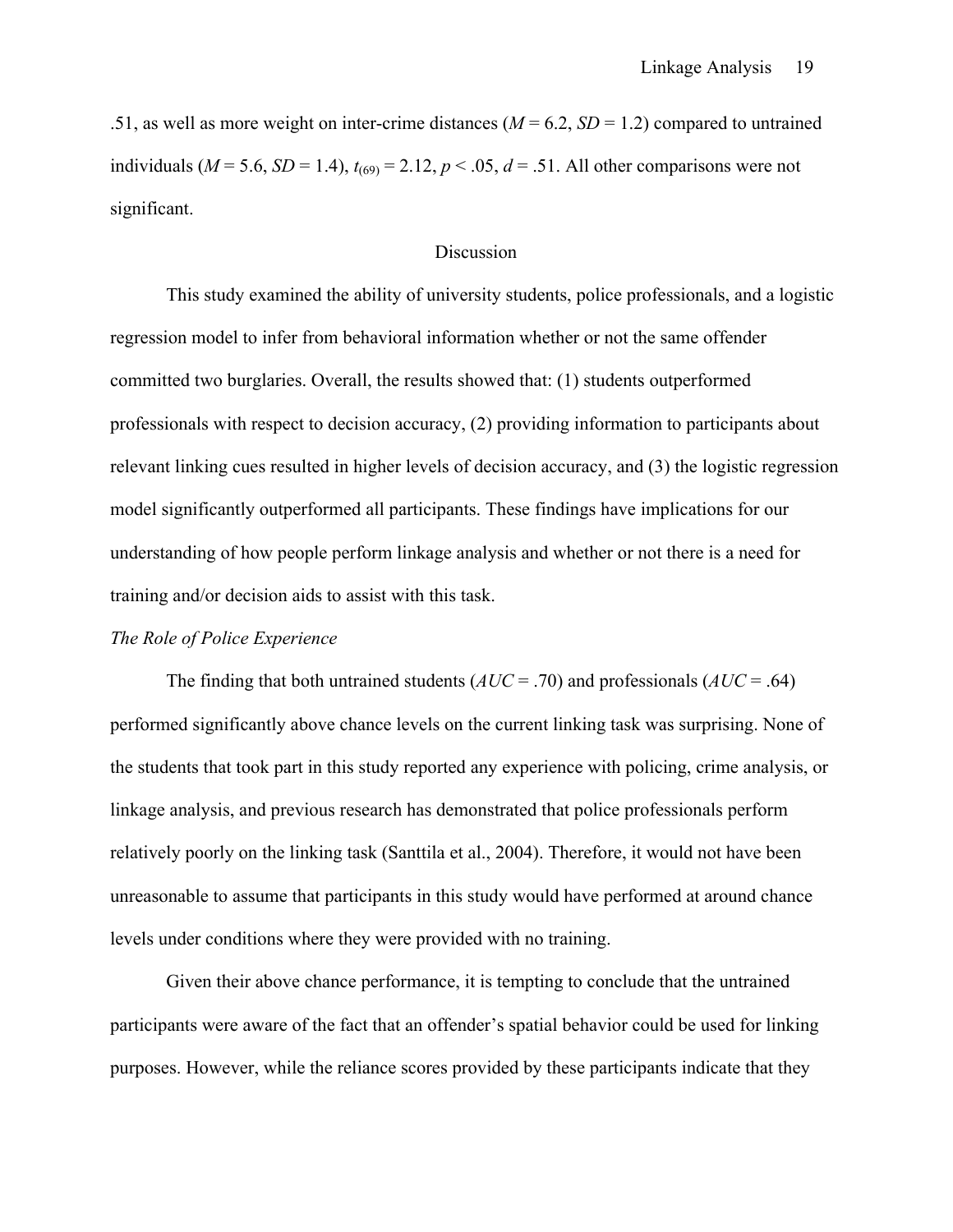.51, as well as more weight on inter-crime distances ($M$ = 6.2, $SD$ = 1.2) compared to untrained individuals ($M$ = 5.6, $SD$ = 1.4), $t_{(69)} = 2.12$, $p < .05$, $d = .51$. All other comparisons were not significant.

## Discussion

This study examined the ability of university students, police professionals, and a logistic regression model to infer from behavioral information whether or not the same offender committed two burglaries. Overall, the results showed that: (1) students outperformed professionals with respect to decision accuracy, (2) providing information to participants about relevant linking cues resulted in higher levels of decision accuracy, and (3) the logistic regression model significantly outperformed all participants. These findings have implications for our understanding of how people perform linkage analysis and whether or not there is a need for training and/or decision aids to assist with this task.

### *The Role of Police Experience*

The finding that both untrained students ($AUC$ = .70) and professionals ($AUC$ = .64) performed significantly above chance levels on the current linking task was surprising. None of the students that took part in this study reported any experience with policing, crime analysis, or linkage analysis, and previous research has demonstrated that police professionals perform relatively poorly on the linking task (Santtila et al., 2004). Therefore, it would not have been unreasonable to assume that participants in this study would have performed at around chance levels under conditions where they were provided with no training.

Given their above chance performance, it is tempting to conclude that the untrained participants were aware of the fact that an offender's spatial behavior could be used for linking purposes. However, while the reliance scores provided by these participants indicate that they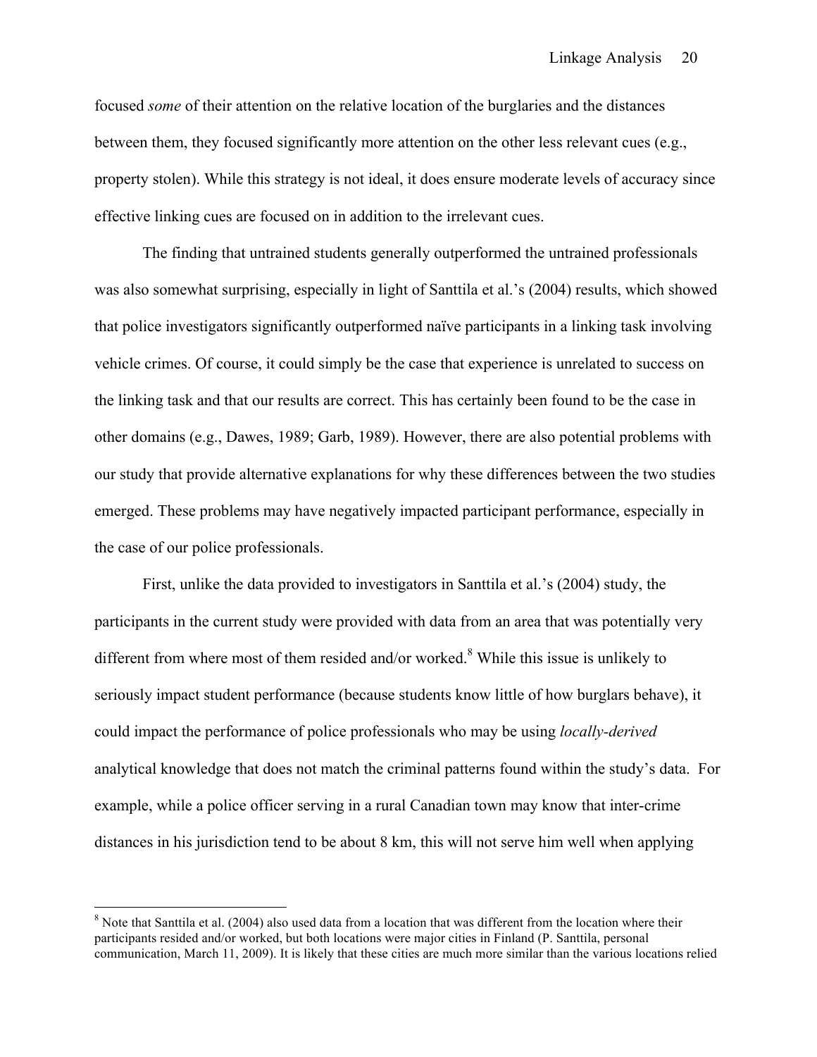focused *some* of their attention on the relative location of the burglaries and the distances between them, they focused significantly more attention on the other less relevant cues (e.g., property stolen). While this strategy is not ideal, it does ensure moderate levels of accuracy since effective linking cues are focused on in addition to the irrelevant cues.

The finding that untrained students generally outperformed the untrained professionals was also somewhat surprising, especially in light of Santtila et al.'s (2004) results, which showed that police investigators significantly outperformed naïve participants in a linking task involving vehicle crimes. Of course, it could simply be the case that experience is unrelated to success on the linking task and that our results are correct. This has certainly been found to be the case in other domains (e.g., Dawes, 1989; Garb, 1989). However, there are also potential problems with our study that provide alternative explanations for why these differences between the two studies emerged. These problems may have negatively impacted participant performance, especially in the case of our police professionals.

First, unlike the data provided to investigators in Santtila et al.'s (2004) study, the participants in the current study were provided with data from an area that was potentially very different from where most of them resided and/or worked.[8] While this issue is unlikely to seriously impact student performance (because students know little of how burglars behave), it could impact the performance of police professionals who may be using *locally-derived* analytical knowledge that does not match the criminal patterns found within the study's data. For example, while a police officer serving in a rural Canadian town may know that inter-crime distances in his jurisdiction tend to be about 8 km, this will not serve him well when applying

[8] Note that Santtila et al. (2004) also used data from a location that was different from the location where their participants resided and/or worked, but both locations were major cities in Finland (P. Santtila, personal communication, March 11, 2009). It is likely that these cities are much more similar than the various locations relied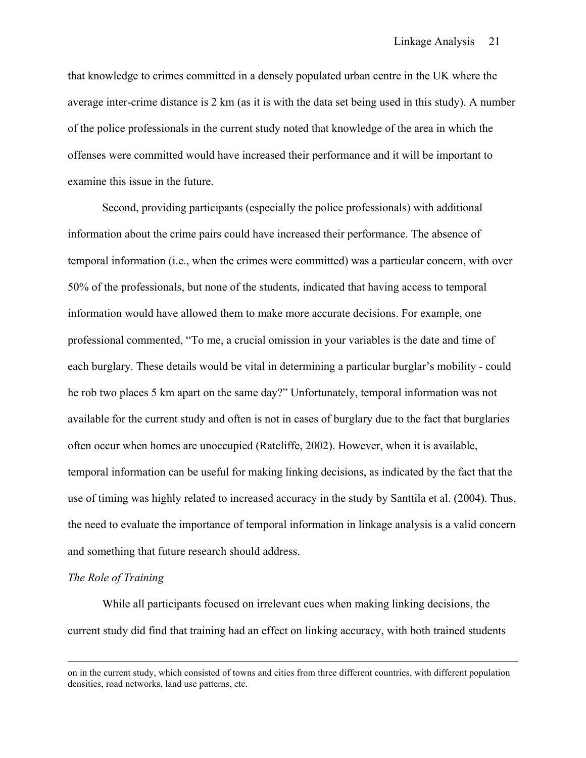that knowledge to crimes committed in a densely populated urban centre in the UK where the average inter-crime distance is 2 km (as it is with the data set being used in this study). A number of the police professionals in the current study noted that knowledge of the area in which the offenses were committed would have increased their performance and it will be important to examine this issue in the future.

Second, providing participants (especially the police professionals) with additional information about the crime pairs could have increased their performance. The absence of temporal information (i.e., when the crimes were committed) was a particular concern, with over 50% of the professionals, but none of the students, indicated that having access to temporal information would have allowed them to make more accurate decisions. For example, one professional commented, "To me, a crucial omission in your variables is the date and time of each burglary. These details would be vital in determining a particular burglar's mobility - could he rob two places 5 km apart on the same day?" Unfortunately, temporal information was not available for the current study and often is not in cases of burglary due to the fact that burglaries often occur when homes are unoccupied (Ratcliffe, 2002). However, when it is available, temporal information can be useful for making linking decisions, as indicated by the fact that the use of timing was highly related to increased accuracy in the study by Santtila et al. (2004). Thus, the need to evaluate the importance of temporal information in linkage analysis is a valid concern and something that future research should address.

*The Role of Training*

While all participants focused on irrelevant cues when making linking decisions, the current study did find that training had an effect on linking accuracy, with both trained students

---

on in the current study, which consisted of towns and cities from three different countries, with different population densities, road networks, land use patterns, etc.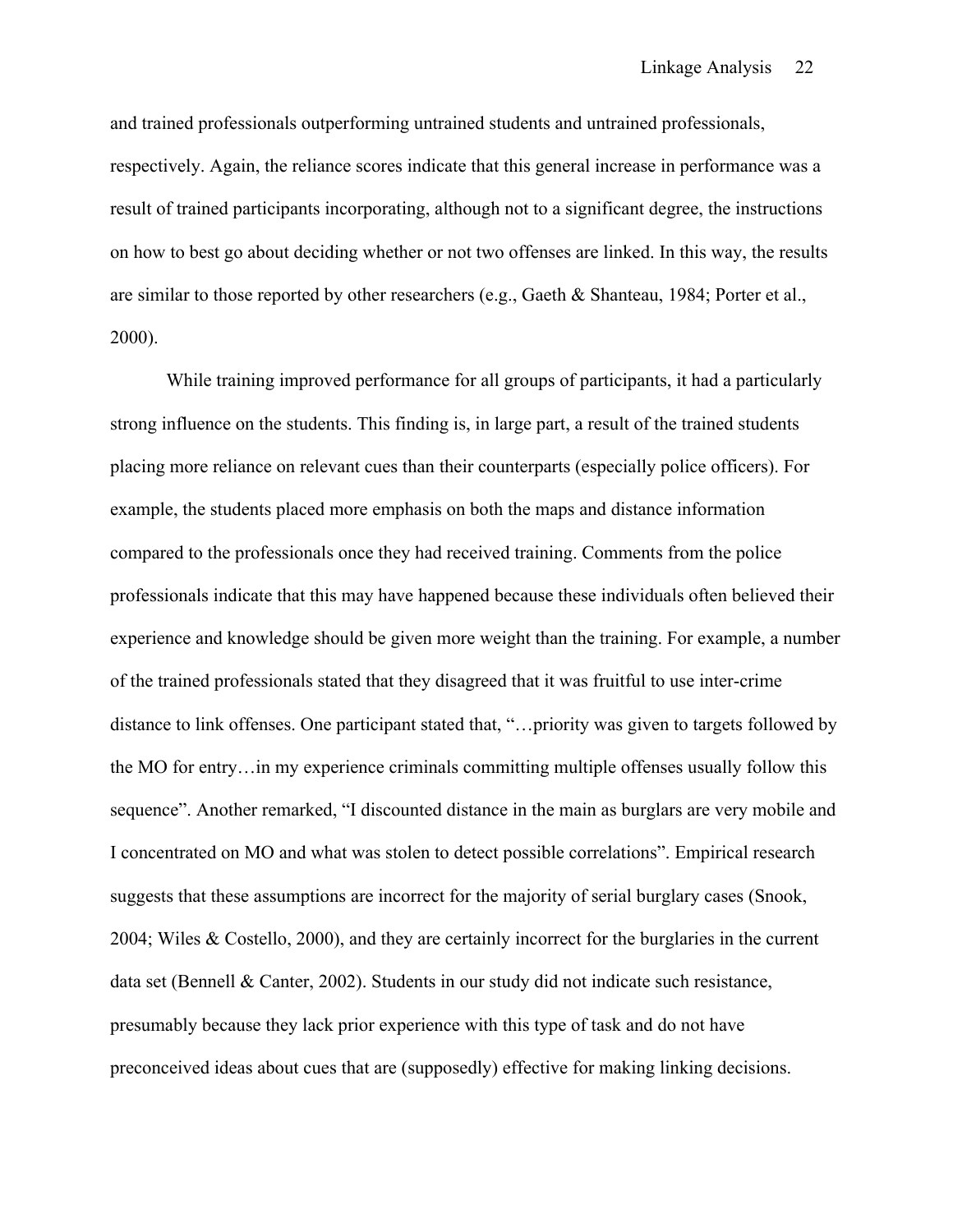and trained professionals outperforming untrained students and untrained professionals, respectively. Again, the reliance scores indicate that this general increase in performance was a result of trained participants incorporating, although not to a significant degree, the instructions on how to best go about deciding whether or not two offenses are linked. In this way, the results are similar to those reported by other researchers (e.g., Gaeth & Shanteau, 1984; Porter et al., 2000).

While training improved performance for all groups of participants, it had a particularly strong influence on the students. This finding is, in large part, a result of the trained students placing more reliance on relevant cues than their counterparts (especially police officers). For example, the students placed more emphasis on both the maps and distance information compared to the professionals once they had received training. Comments from the police professionals indicate that this may have happened because these individuals often believed their experience and knowledge should be given more weight than the training. For example, a number of the trained professionals stated that they disagreed that it was fruitful to use inter-crime distance to link offenses. One participant stated that, "…priority was given to targets followed by the MO for entry…in my experience criminals committing multiple offenses usually follow this sequence". Another remarked, "I discounted distance in the main as burglars are very mobile and I concentrated on MO and what was stolen to detect possible correlations". Empirical research suggests that these assumptions are incorrect for the majority of serial burglary cases (Snook, 2004; Wiles & Costello, 2000), and they are certainly incorrect for the burglaries in the current data set (Bennell & Canter, 2002). Students in our study did not indicate such resistance, presumably because they lack prior experience with this type of task and do not have preconceived ideas about cues that are (supposedly) effective for making linking decisions.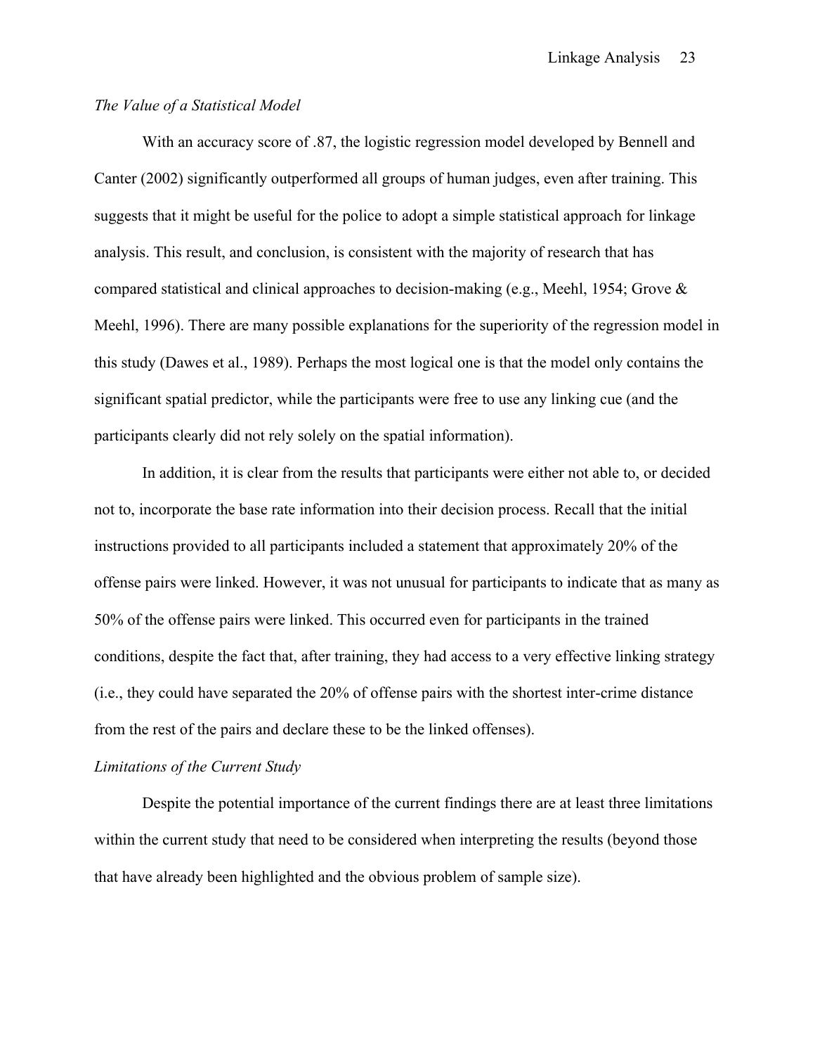*The Value of a Statistical Model*

With an accuracy score of .87, the logistic regression model developed by Bennell and Canter (2002) significantly outperformed all groups of human judges, even after training. This suggests that it might be useful for the police to adopt a simple statistical approach for linkage analysis. This result, and conclusion, is consistent with the majority of research that has compared statistical and clinical approaches to decision-making (e.g., Meehl, 1954; Grove & Meehl, 1996). There are many possible explanations for the superiority of the regression model in this study (Dawes et al., 1989). Perhaps the most logical one is that the model only contains the significant spatial predictor, while the participants were free to use any linking cue (and the participants clearly did not rely solely on the spatial information).

In addition, it is clear from the results that participants were either not able to, or decided not to, incorporate the base rate information into their decision process. Recall that the initial instructions provided to all participants included a statement that approximately 20% of the offense pairs were linked. However, it was not unusual for participants to indicate that as many as 50% of the offense pairs were linked. This occurred even for participants in the trained conditions, despite the fact that, after training, they had access to a very effective linking strategy (i.e., they could have separated the 20% of offense pairs with the shortest inter-crime distance from the rest of the pairs and declare these to be the linked offenses).

*Limitations of the Current Study*

Despite the potential importance of the current findings there are at least three limitations within the current study that need to be considered when interpreting the results (beyond those that have already been highlighted and the obvious problem of sample size).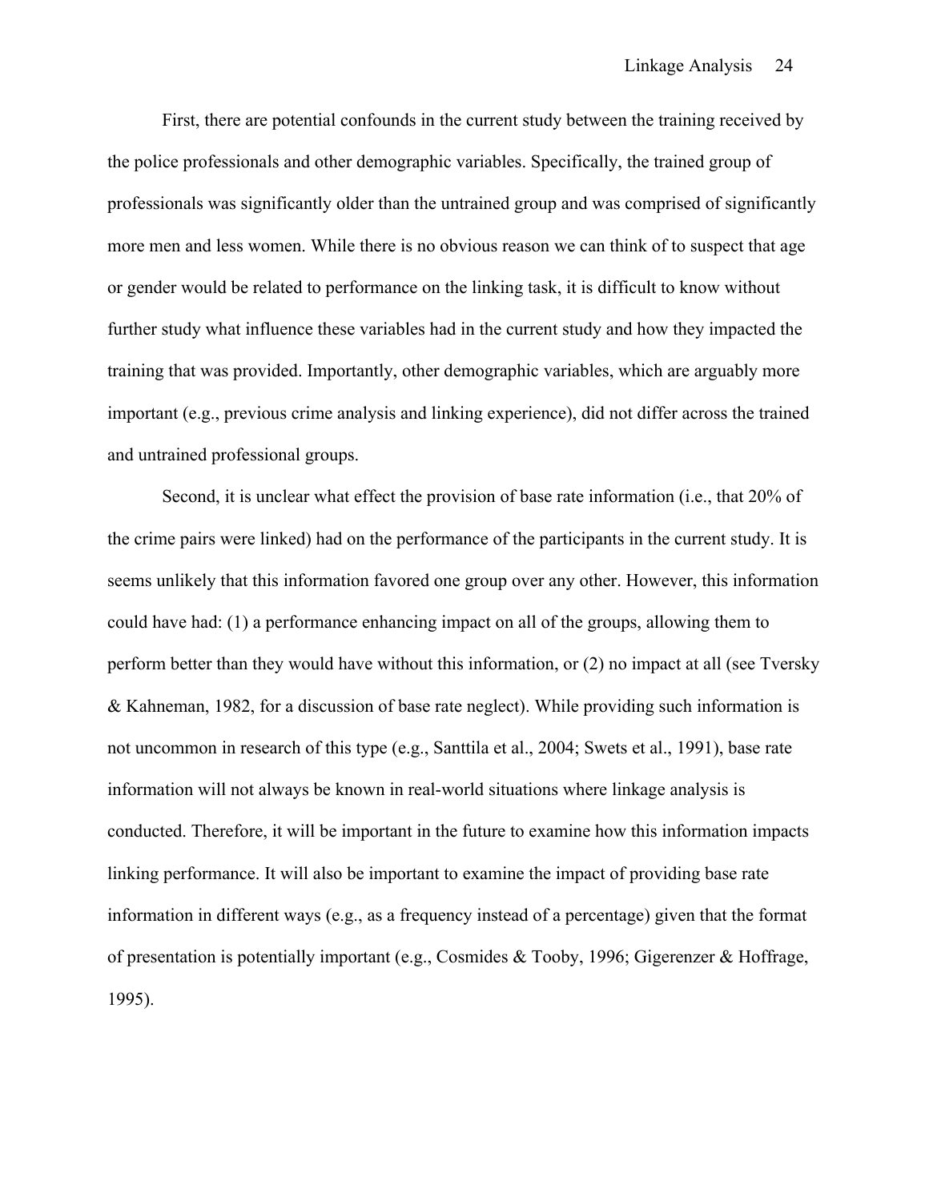First, there are potential confounds in the current study between the training received by the police professionals and other demographic variables. Specifically, the trained group of professionals was significantly older than the untrained group and was comprised of significantly more men and less women. While there is no obvious reason we can think of to suspect that age or gender would be related to performance on the linking task, it is difficult to know without further study what influence these variables had in the current study and how they impacted the training that was provided. Importantly, other demographic variables, which are arguably more important (e.g., previous crime analysis and linking experience), did not differ across the trained and untrained professional groups.

Second, it is unclear what effect the provision of base rate information (i.e., that 20% of the crime pairs were linked) had on the performance of the participants in the current study. It is seems unlikely that this information favored one group over any other. However, this information could have had: (1) a performance enhancing impact on all of the groups, allowing them to perform better than they would have without this information, or (2) no impact at all (see Tversky & Kahneman, 1982, for a discussion of base rate neglect). While providing such information is not uncommon in research of this type (e.g., Santtila et al., 2004; Swets et al., 1991), base rate information will not always be known in real-world situations where linkage analysis is conducted. Therefore, it will be important in the future to examine how this information impacts linking performance. It will also be important to examine the impact of providing base rate information in different ways (e.g., as a frequency instead of a percentage) given that the format of presentation is potentially important (e.g., Cosmides & Tooby, 1996; Gigerenzer & Hoffrage, 1995).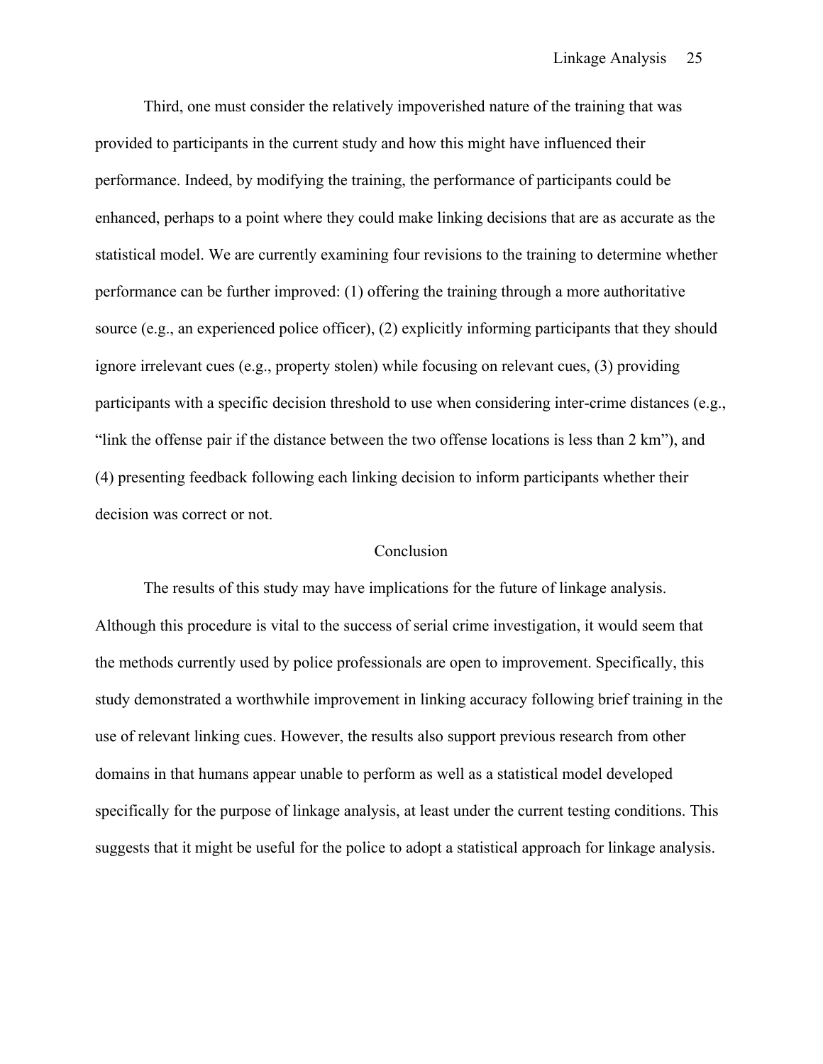Third, one must consider the relatively impoverished nature of the training that was provided to participants in the current study and how this might have influenced their performance. Indeed, by modifying the training, the performance of participants could be enhanced, perhaps to a point where they could make linking decisions that are as accurate as the statistical model. We are currently examining four revisions to the training to determine whether performance can be further improved: (1) offering the training through a more authoritative source (e.g., an experienced police officer), (2) explicitly informing participants that they should ignore irrelevant cues (e.g., property stolen) while focusing on relevant cues, (3) providing participants with a specific decision threshold to use when considering inter-crime distances (e.g., "link the offense pair if the distance between the two offense locations is less than 2 km"), and (4) presenting feedback following each linking decision to inform participants whether their decision was correct or not.

## Conclusion

The results of this study may have implications for the future of linkage analysis. Although this procedure is vital to the success of serial crime investigation, it would seem that the methods currently used by police professionals are open to improvement. Specifically, this study demonstrated a worthwhile improvement in linking accuracy following brief training in the use of relevant linking cues. However, the results also support previous research from other domains in that humans appear unable to perform as well as a statistical model developed specifically for the purpose of linkage analysis, at least under the current testing conditions. This suggests that it might be useful for the police to adopt a statistical approach for linkage analysis.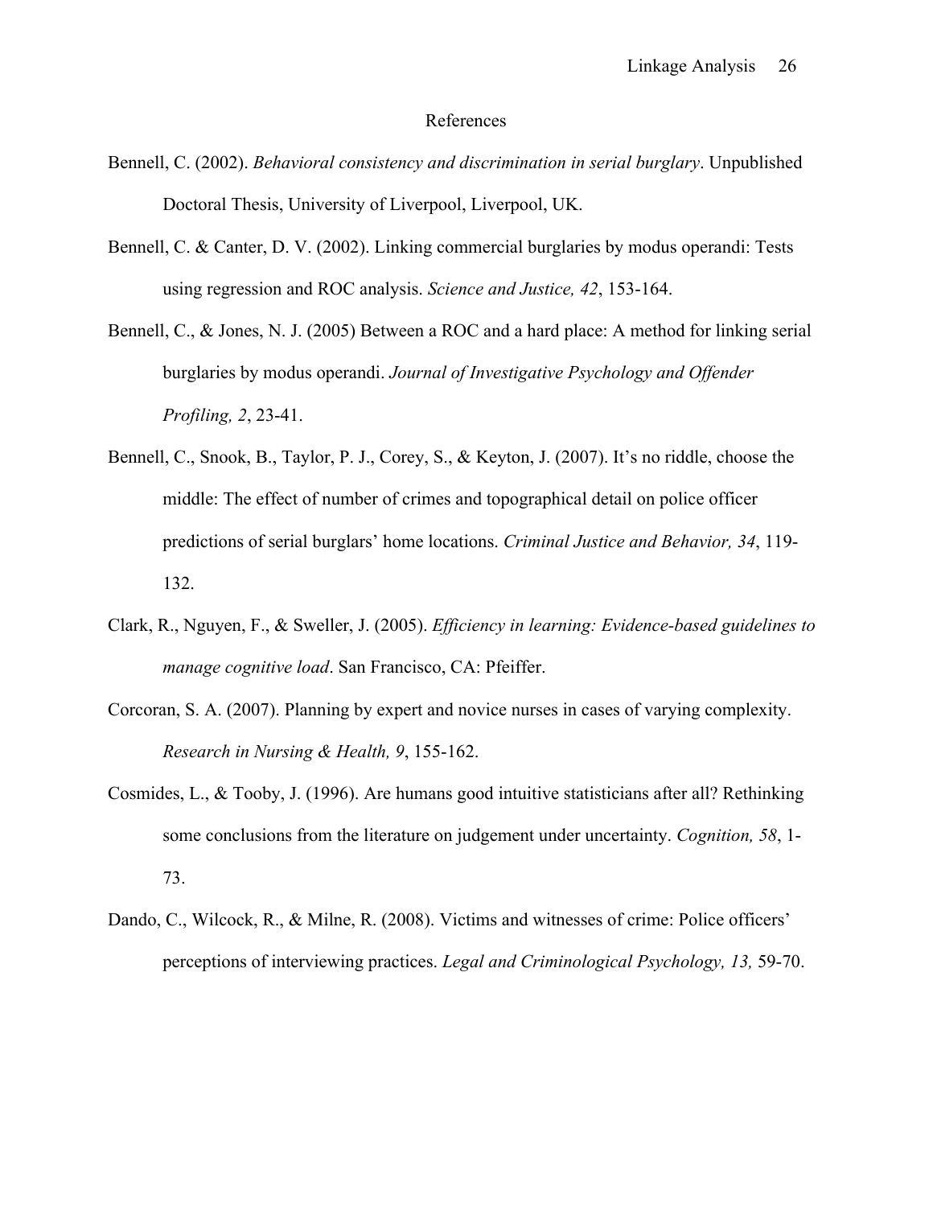# References

Bennell, C. (2002). *Behavioral consistency and discrimination in serial burglary*. Unpublished Doctoral Thesis, University of Liverpool, Liverpool, UK.

Bennell, C. & Canter, D. V. (2002). Linking commercial burglaries by modus operandi: Tests using regression and ROC analysis. *Science and Justice, 42*, 153-164.

Bennell, C., & Jones, N. J. (2005) Between a ROC and a hard place: A method for linking serial burglaries by modus operandi. *Journal of Investigative Psychology and Offender Profiling, 2*, 23-41.

Bennell, C., Snook, B., Taylor, P. J., Corey, S., & Keyton, J. (2007). It's no riddle, choose the middle: The effect of number of crimes and topographical detail on police officer predictions of serial burglars' home locations. *Criminal Justice and Behavior, 34*, 119-132.

Clark, R., Nguyen, F., & Sweller, J. (2005). *Efficiency in learning: Evidence-based guidelines to manage cognitive load*. San Francisco, CA: Pfeiffer.

Corcoran, S. A. (2007). Planning by expert and novice nurses in cases of varying complexity. *Research in Nursing & Health, 9*, 155-162.

Cosmides, L., & Tooby, J. (1996). Are humans good intuitive statisticians after all? Rethinking some conclusions from the literature on judgement under uncertainty. *Cognition, 58*, 1-73.

Dando, C., Wilcock, R., & Milne, R. (2008). Victims and witnesses of crime: Police officers' perceptions of interviewing practices. *Legal and Criminological Psychology, 13,* 59-70.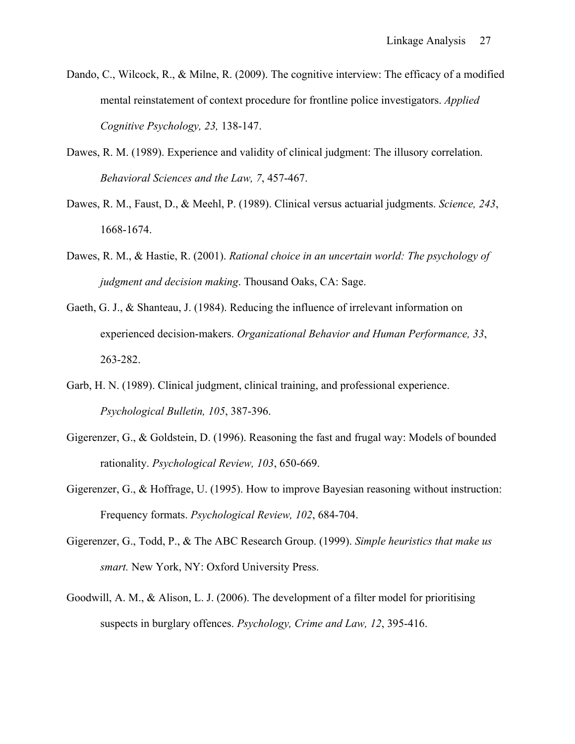Dando, C., Wilcock, R., & Milne, R. (2009). The cognitive interview: The efficacy of a modified mental reinstatement of context procedure for frontline police investigators. *Applied Cognitive Psychology, 23,* 138-147.

Dawes, R. M. (1989). Experience and validity of clinical judgment: The illusory correlation. *Behavioral Sciences and the Law, 7*, 457-467.

Dawes, R. M., Faust, D., & Meehl, P. (1989). Clinical versus actuarial judgments. *Science, 243*, 1668-1674.

Dawes, R. M., & Hastie, R. (2001). *Rational choice in an uncertain world: The psychology of judgment and decision making*. Thousand Oaks, CA: Sage.

Gaeth, G. J., & Shanteau, J. (1984). Reducing the influence of irrelevant information on experienced decision-makers. *Organizational Behavior and Human Performance, 33*, 263-282.

Garb, H. N. (1989). Clinical judgment, clinical training, and professional experience. *Psychological Bulletin, 105*, 387-396.

Gigerenzer, G., & Goldstein, D. (1996). Reasoning the fast and frugal way: Models of bounded rationality. *Psychological Review, 103*, 650-669.

Gigerenzer, G., & Hoffrage, U. (1995). How to improve Bayesian reasoning without instruction: Frequency formats. *Psychological Review, 102*, 684-704.

Gigerenzer, G., Todd, P., & The ABC Research Group. (1999). *Simple heuristics that make us smart.* New York, NY: Oxford University Press.

Goodwill, A. M., & Alison, L. J. (2006). The development of a filter model for prioritising suspects in burglary offences. *Psychology, Crime and Law, 12*, 395-416.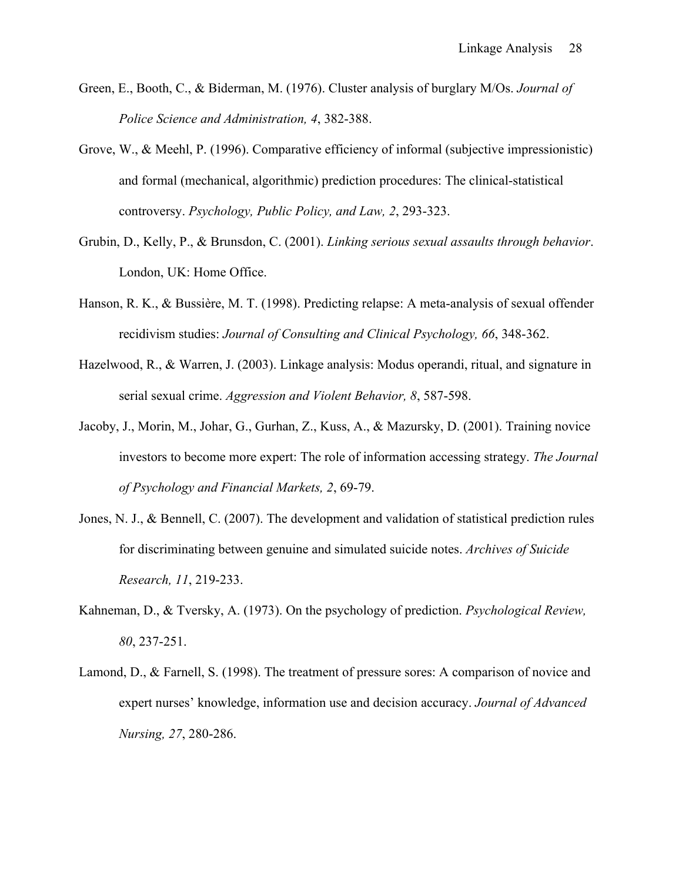Green, E., Booth, C., & Biderman, M. (1976). Cluster analysis of burglary M/Os. *Journal of Police Science and Administration, 4*, 382-388.

Grove, W., & Meehl, P. (1996). Comparative efficiency of informal (subjective impressionistic) and formal (mechanical, algorithmic) prediction procedures: The clinical-statistical controversy. *Psychology, Public Policy, and Law, 2*, 293-323.

Grubin, D., Kelly, P., & Brunsdon, C. (2001). *Linking serious sexual assaults through behavior*. London, UK: Home Office.

Hanson, R. K., & Bussière, M. T. (1998). Predicting relapse: A meta-analysis of sexual offender recidivism studies: *Journal of Consulting and Clinical Psychology, 66*, 348-362.

Hazelwood, R., & Warren, J. (2003). Linkage analysis: Modus operandi, ritual, and signature in serial sexual crime. *Aggression and Violent Behavior, 8*, 587-598.

Jacoby, J., Morin, M., Johar, G., Gurhan, Z., Kuss, A., & Mazursky, D. (2001). Training novice investors to become more expert: The role of information accessing strategy. *The Journal of Psychology and Financial Markets, 2*, 69-79.

Jones, N. J., & Bennell, C. (2007). The development and validation of statistical prediction rules for discriminating between genuine and simulated suicide notes. *Archives of Suicide Research, 11*, 219-233.

Kahneman, D., & Tversky, A. (1973). On the psychology of prediction. *Psychological Review, 80*, 237-251.

Lamond, D., & Farnell, S. (1998). The treatment of pressure sores: A comparison of novice and expert nurses' knowledge, information use and decision accuracy. *Journal of Advanced Nursing, 27*, 280-286.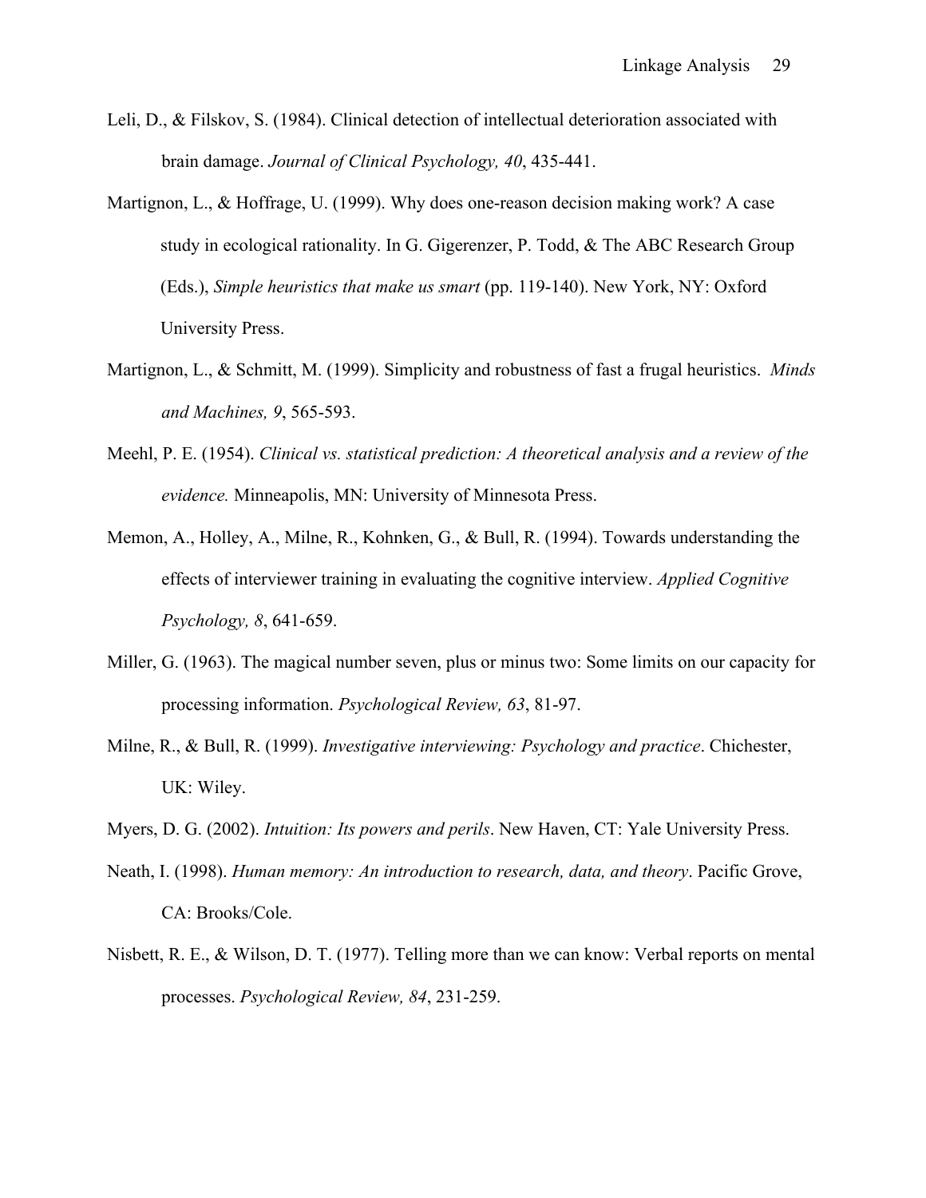Leli, D., & Filskov, S. (1984). Clinical detection of intellectual deterioration associated with brain damage. *Journal of Clinical Psychology, 40*, 435-441.

Martignon, L., & Hoffrage, U. (1999). Why does one-reason decision making work? A case study in ecological rationality. In G. Gigerenzer, P. Todd, & The ABC Research Group (Eds.), *Simple heuristics that make us smart* (pp. 119-140). New York, NY: Oxford University Press.

Martignon, L., & Schmitt, M. (1999). Simplicity and robustness of fast a frugal heuristics. *Minds and Machines, 9*, 565-593.

Meehl, P. E. (1954). *Clinical vs. statistical prediction: A theoretical analysis and a review of the evidence.* Minneapolis, MN: University of Minnesota Press.

Memon, A., Holley, A., Milne, R., Kohnken, G., & Bull, R. (1994). Towards understanding the effects of interviewer training in evaluating the cognitive interview. *Applied Cognitive Psychology, 8*, 641-659.

Miller, G. (1963). The magical number seven, plus or minus two: Some limits on our capacity for processing information. *Psychological Review, 63*, 81-97.

Milne, R., & Bull, R. (1999). *Investigative interviewing: Psychology and practice*. Chichester, UK: Wiley.

Myers, D. G. (2002). *Intuition: Its powers and perils*. New Haven, CT: Yale University Press.

Neath, I. (1998). *Human memory: An introduction to research, data, and theory*. Pacific Grove, CA: Brooks/Cole.

Nisbett, R. E., & Wilson, D. T. (1977). Telling more than we can know: Verbal reports on mental processes. *Psychological Review, 84*, 231-259.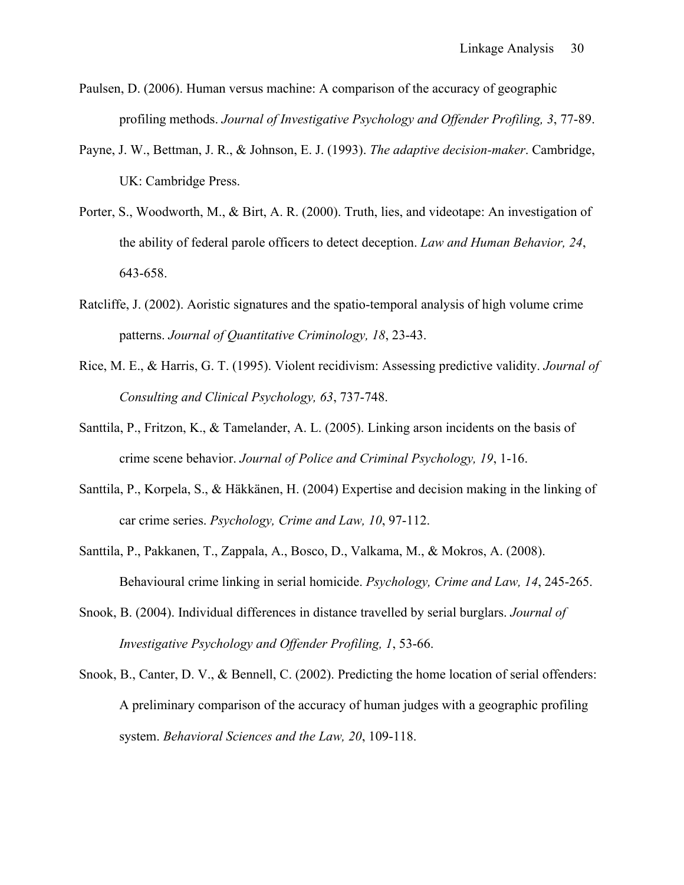Paulsen, D. (2006). Human versus machine: A comparison of the accuracy of geographic profiling methods. *Journal of Investigative Psychology and Offender Profiling, 3*, 77-89.

Payne, J. W., Bettman, J. R., & Johnson, E. J. (1993). *The adaptive decision-maker*. Cambridge, UK: Cambridge Press.

Porter, S., Woodworth, M., & Birt, A. R. (2000). Truth, lies, and videotape: An investigation of the ability of federal parole officers to detect deception. *Law and Human Behavior, 24*, 643-658.

Ratcliffe, J. (2002). Aoristic signatures and the spatio-temporal analysis of high volume crime patterns. *Journal of Quantitative Criminology, 18*, 23-43.

Rice, M. E., & Harris, G. T. (1995). Violent recidivism: Assessing predictive validity. *Journal of Consulting and Clinical Psychology, 63*, 737-748.

Santtila, P., Fritzon, K., & Tamelander, A. L. (2005). Linking arson incidents on the basis of crime scene behavior. *Journal of Police and Criminal Psychology, 19*, 1-16.

Santtila, P., Korpela, S., & Häkkänen, H. (2004) Expertise and decision making in the linking of car crime series. *Psychology, Crime and Law, 10*, 97-112.

Santtila, P., Pakkanen, T., Zappala, A., Bosco, D., Valkama, M., & Mokros, A. (2008). Behavioural crime linking in serial homicide. *Psychology, Crime and Law, 14*, 245-265.

Snook, B. (2004). Individual differences in distance travelled by serial burglars. *Journal of Investigative Psychology and Offender Profiling, 1*, 53-66.

Snook, B., Canter, D. V., & Bennell, C. (2002). Predicting the home location of serial offenders: A preliminary comparison of the accuracy of human judges with a geographic profiling system. *Behavioral Sciences and the Law, 20*, 109-118.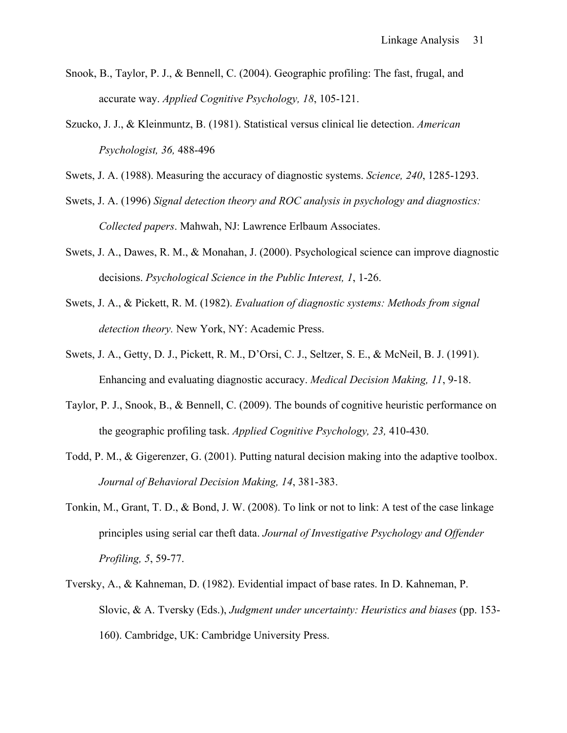Snook, B., Taylor, P. J., & Bennell, C. (2004). Geographic profiling: The fast, frugal, and accurate way. *Applied Cognitive Psychology, 18*, 105-121.

Szucko, J. J., & Kleinmuntz, B. (1981). Statistical versus clinical lie detection. *American Psychologist, 36,* 488-496

Swets, J. A. (1988). Measuring the accuracy of diagnostic systems. *Science, 240*, 1285-1293.

Swets, J. A. (1996) *Signal detection theory and ROC analysis in psychology and diagnostics: Collected papers*. Mahwah, NJ: Lawrence Erlbaum Associates.

Swets, J. A., Dawes, R. M., & Monahan, J. (2000). Psychological science can improve diagnostic decisions. *Psychological Science in the Public Interest, 1*, 1-26.

Swets, J. A., & Pickett, R. M. (1982). *Evaluation of diagnostic systems: Methods from signal detection theory.* New York, NY: Academic Press.

Swets, J. A., Getty, D. J., Pickett, R. M., D'Orsi, C. J., Seltzer, S. E., & McNeil, B. J. (1991). Enhancing and evaluating diagnostic accuracy. *Medical Decision Making, 11*, 9-18.

Taylor, P. J., Snook, B., & Bennell, C. (2009). The bounds of cognitive heuristic performance on the geographic profiling task. *Applied Cognitive Psychology, 23,* 410-430.

Todd, P. M., & Gigerenzer, G. (2001). Putting natural decision making into the adaptive toolbox. *Journal of Behavioral Decision Making, 14*, 381-383.

Tonkin, M., Grant, T. D., & Bond, J. W. (2008). To link or not to link: A test of the case linkage principles using serial car theft data. *Journal of Investigative Psychology and Offender Profiling, 5*, 59-77.

Tversky, A., & Kahneman, D. (1982). Evidential impact of base rates. In D. Kahneman, P. Slovic, & A. Tversky (Eds.), *Judgment under uncertainty: Heuristics and biases* (pp. 153-160). Cambridge, UK: Cambridge University Press.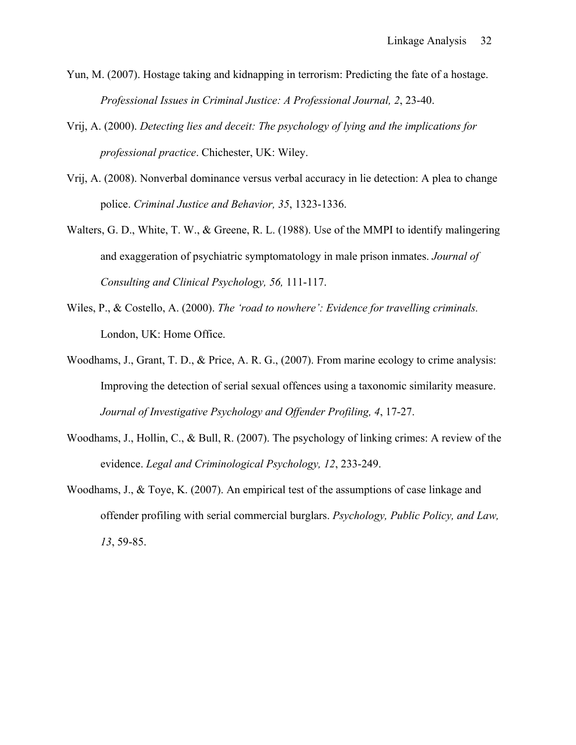Yun, M. (2007). Hostage taking and kidnapping in terrorism: Predicting the fate of a hostage. *Professional Issues in Criminal Justice: A Professional Journal, 2*, 23-40.

Vrij, A. (2000). *Detecting lies and deceit: The psychology of lying and the implications for professional practice*. Chichester, UK: Wiley.

Vrij, A. (2008). Nonverbal dominance versus verbal accuracy in lie detection: A plea to change police. *Criminal Justice and Behavior, 35*, 1323-1336.

Walters, G. D., White, T. W., & Greene, R. L. (1988). Use of the MMPI to identify malingering and exaggeration of psychiatric symptomatology in male prison inmates. *Journal of Consulting and Clinical Psychology, 56,* 111-117.

Wiles, P., & Costello, A. (2000). *The 'road to nowhere': Evidence for travelling criminals.* London, UK: Home Office.

Woodhams, J., Grant, T. D., & Price, A. R. G., (2007). From marine ecology to crime analysis: Improving the detection of serial sexual offences using a taxonomic similarity measure. *Journal of Investigative Psychology and Offender Profiling, 4*, 17-27.

Woodhams, J., Hollin, C., & Bull, R. (2007). The psychology of linking crimes: A review of the evidence. *Legal and Criminological Psychology, 12*, 233-249.

Woodhams, J., & Toye, K. (2007). An empirical test of the assumptions of case linkage and offender profiling with serial commercial burglars. *Psychology, Public Policy, and Law, 13*, 59-85.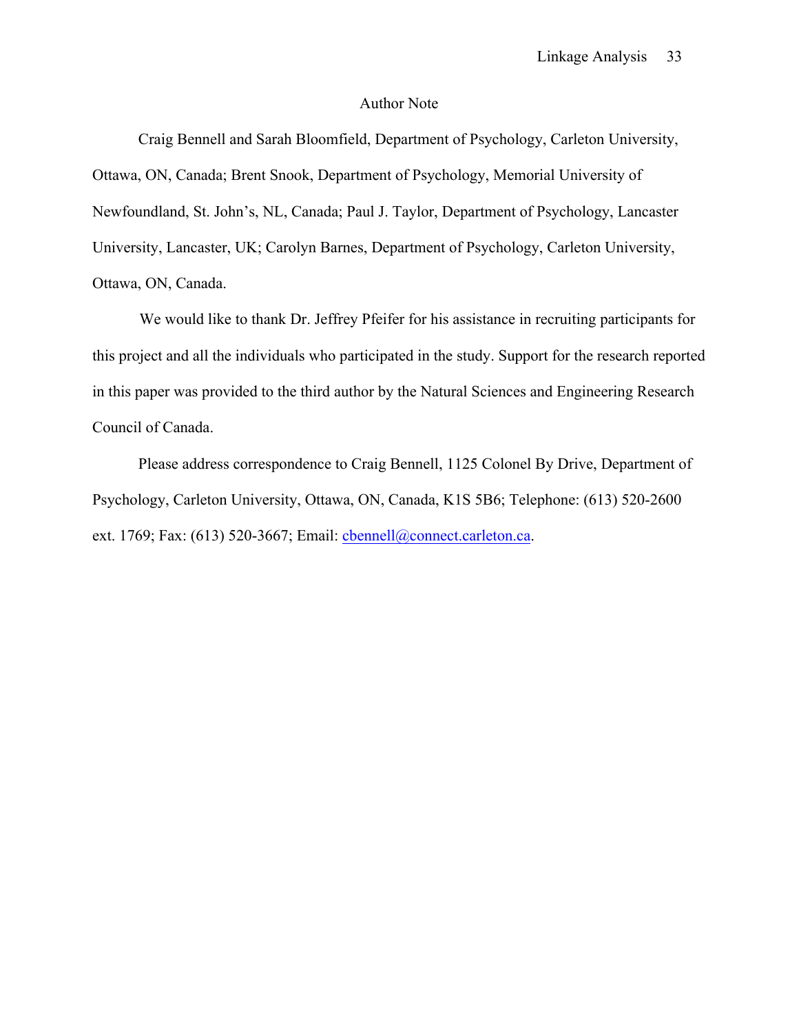# Author Note

Craig Bennell and Sarah Bloomfield, Department of Psychology, Carleton University, Ottawa, ON, Canada; Brent Snook, Department of Psychology, Memorial University of Newfoundland, St. John's, NL, Canada; Paul J. Taylor, Department of Psychology, Lancaster University, Lancaster, UK; Carolyn Barnes, Department of Psychology, Carleton University, Ottawa, ON, Canada.

We would like to thank Dr. Jeffrey Pfeifer for his assistance in recruiting participants for this project and all the individuals who participated in the study. Support for the research reported in this paper was provided to the third author by the Natural Sciences and Engineering Research Council of Canada.

Please address correspondence to Craig Bennell, 1125 Colonel By Drive, Department of Psychology, Carleton University, Ottawa, ON, Canada, K1S 5B6; Telephone: (613) 520-2600 ext. 1769; Fax: (613) 520-3667; Email: cbennell@connect.carleton.ca.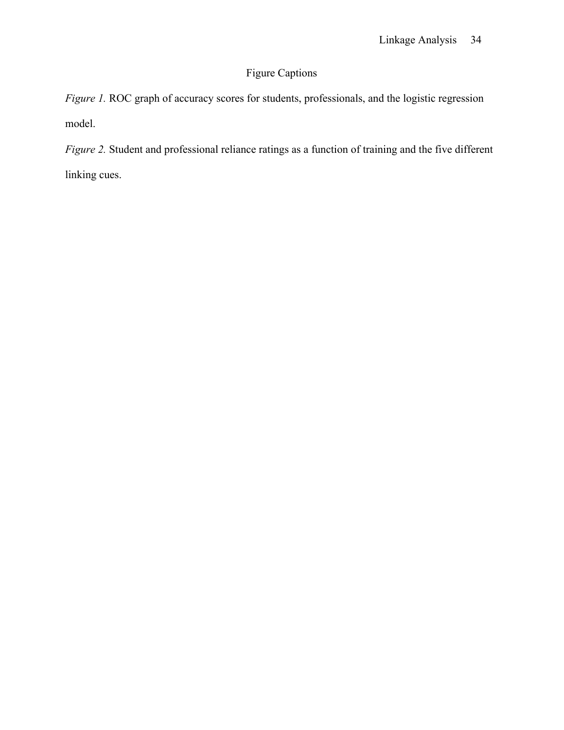# Figure Captions

*Figure 1.* ROC graph of accuracy scores for students, professionals, and the logistic regression model.

*Figure 2.* Student and professional reliance ratings as a function of training and the five different linking cues.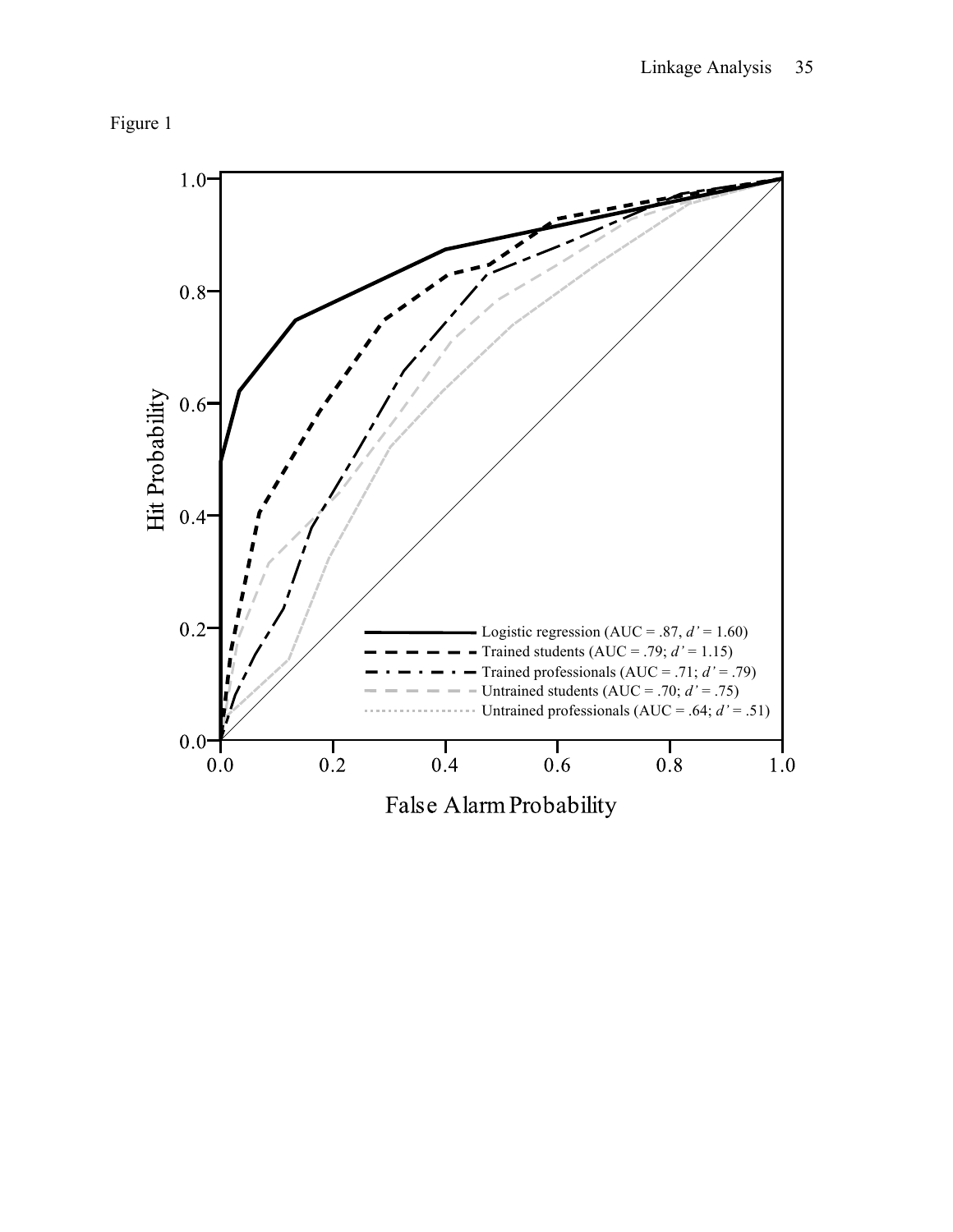Figure 1

1.0
0.8
0.6
0.4
0.2
0.0

Hit Probability

0.0 0.2 0.4 0.6 0.8 1.0

False Alarm Probability

Logistic regression (AUC = .87, *d'* = 1.60)
Trained students (AUC = .79; *d'* = 1.15)
Trained professionals (AUC = .71; *d'* = .79)
Untrained students (AUC = .70; *d'* = .75)
Untrained professionals (AUC = .64; *d'* = .51)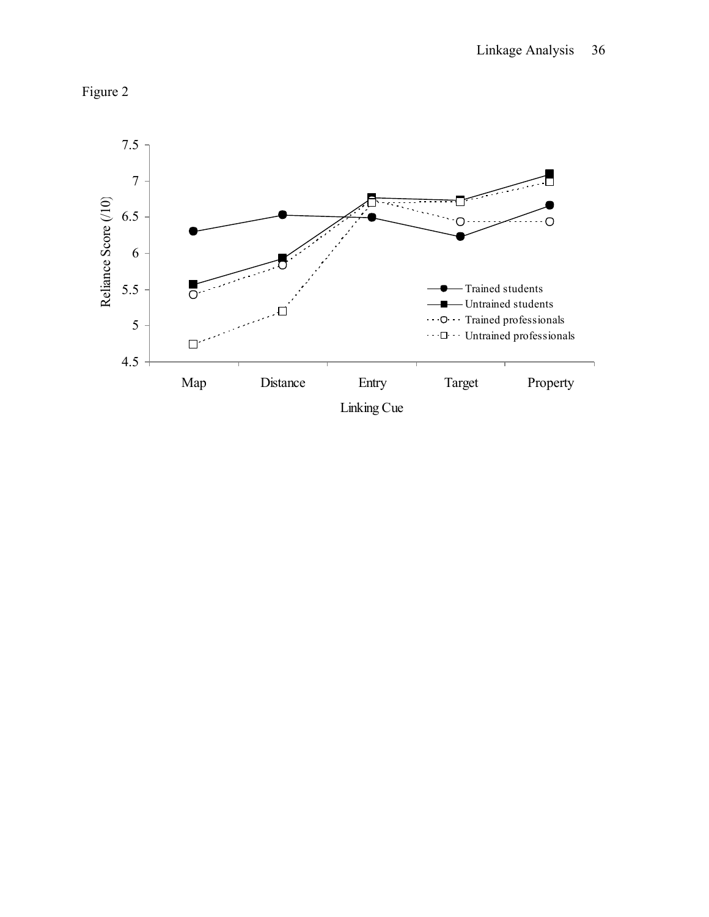Figure 2

7.5
7
6.5
6
5.5
5
4.5

Reliance Score (/10)

Map
Distance
Entry
Target
Property

Linking Cue

Trained students
Untrained students
Trained professionals
Untrained professionals